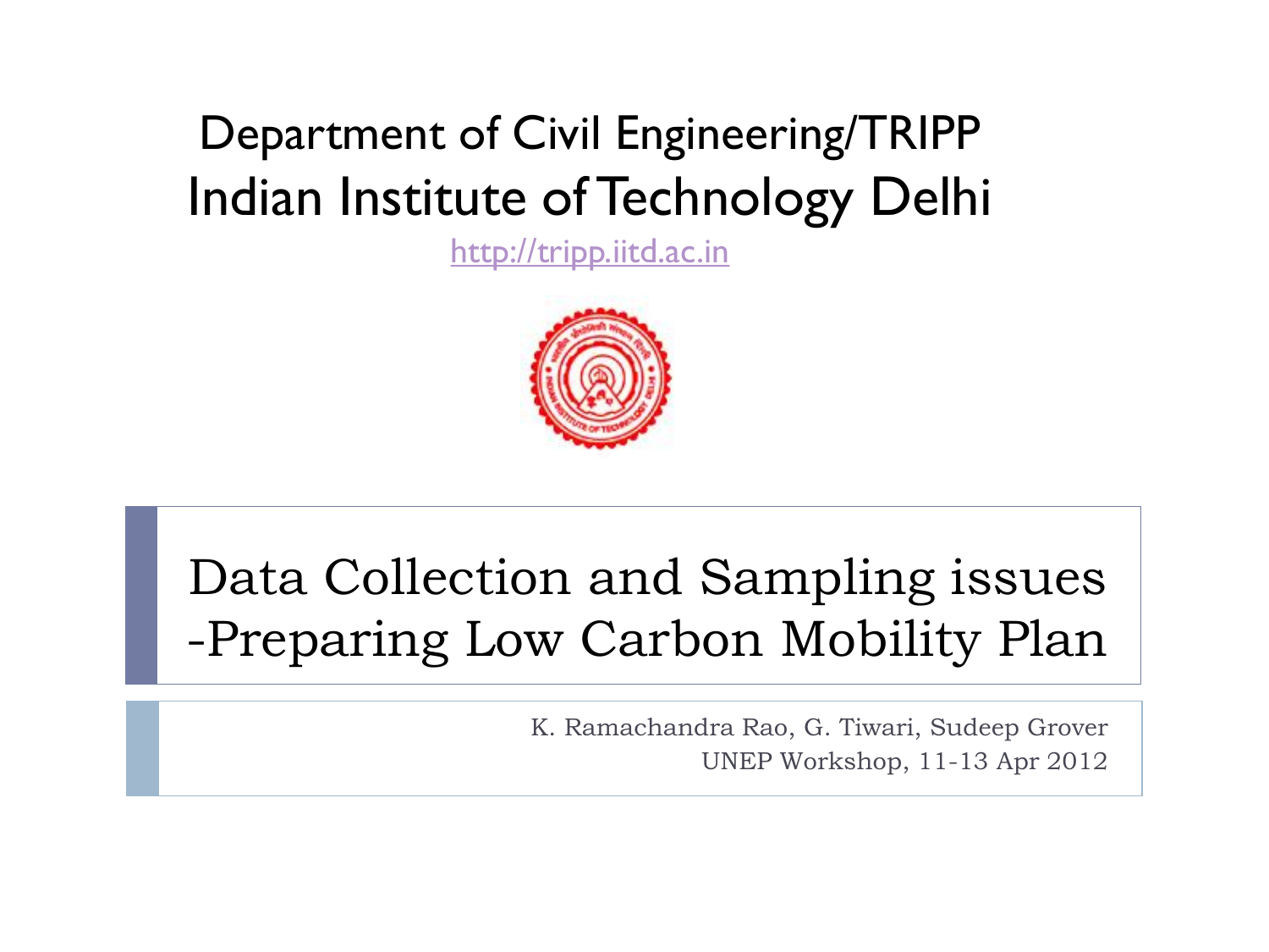Department of Civil Engineering/TRIPP

Indian Institute of Technology Delhi

http://tripp.iitd.ac.in

# Data Collection and Sampling issues -Preparing Low Carbon Mobility Plan

K. Ramachandra Rao, G. Tiwari, Sudeep Grover

UNEP Workshop, 11-13 Apr 2012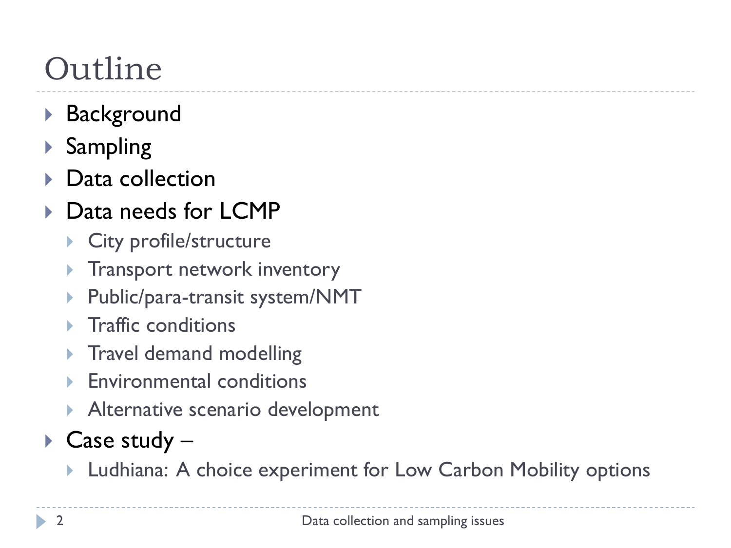# Outline

- Background
- Sampling
- Data collection
- Data needs for LCMP
  - City profile/structure
  - Transport network inventory
  - Public/para-transit system/NMT
  - Traffic conditions
  - Travel demand modelling
  - Environmental conditions
  - Alternative scenario development
- Case study –
  - Ludhiana: A choice experiment for Low Carbon Mobility options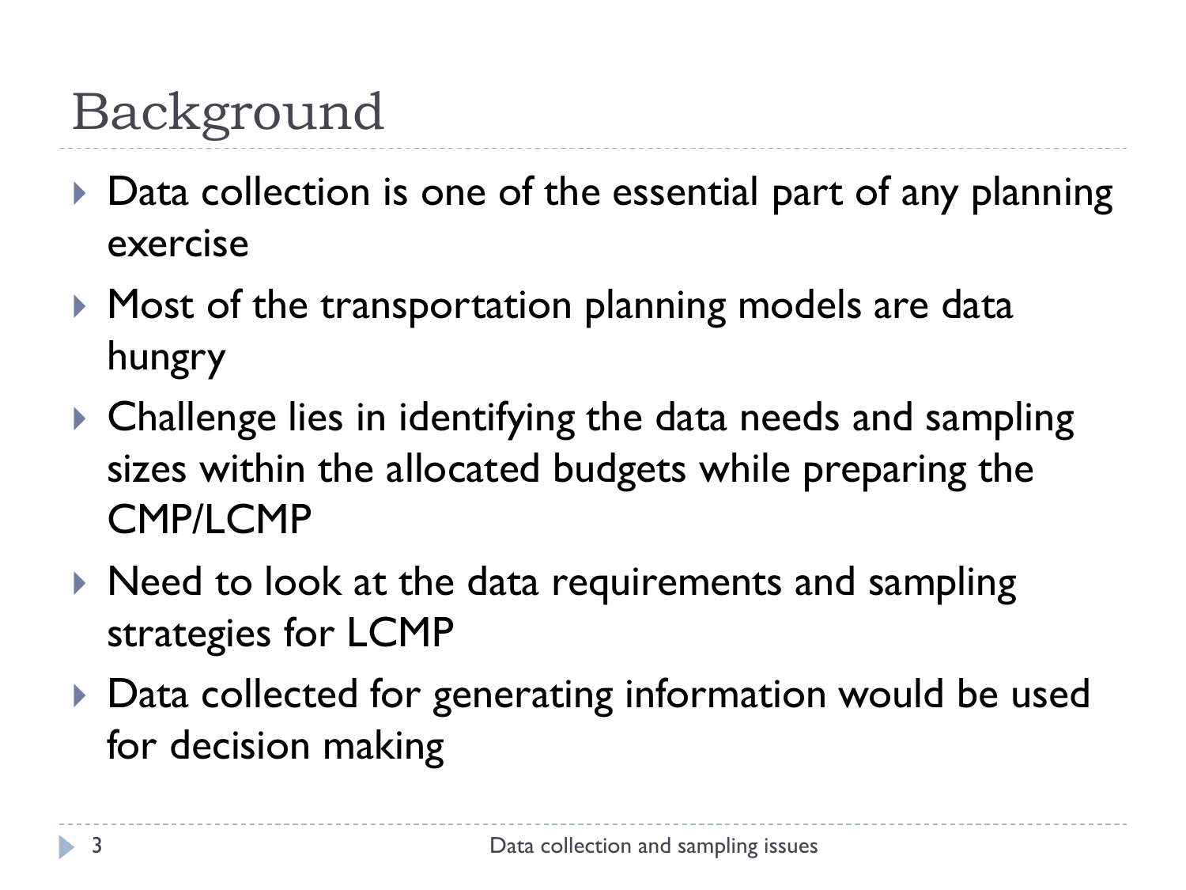# Background

- Data collection is one of the essential part of any planning exercise
- Most of the transportation planning models are data hungry
- Challenge lies in identifying the data needs and sampling sizes within the allocated budgets while preparing the CMP/LCMP
- Need to look at the data requirements and sampling strategies for LCMP
- Data collected for generating information would be used for decision making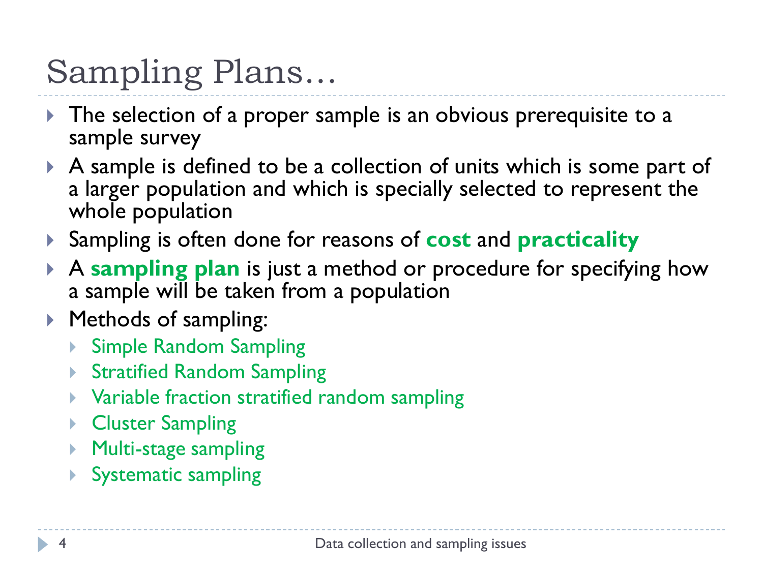# Sampling Plans…

- The selection of a proper sample is an obvious prerequisite to a sample survey
- A sample is defined to be a collection of units which is some part of a larger population and which is specially selected to represent the whole population
- Sampling is often done for reasons of **cost** and **practicality**
- A **sampling plan** is just a method or procedure for specifying how a sample will be taken from a population
- Methods of sampling:
  - Simple Random Sampling
  - Stratified Random Sampling
  - Variable fraction stratified random sampling
  - Cluster Sampling
  - Multi-stage sampling
  - Systematic sampling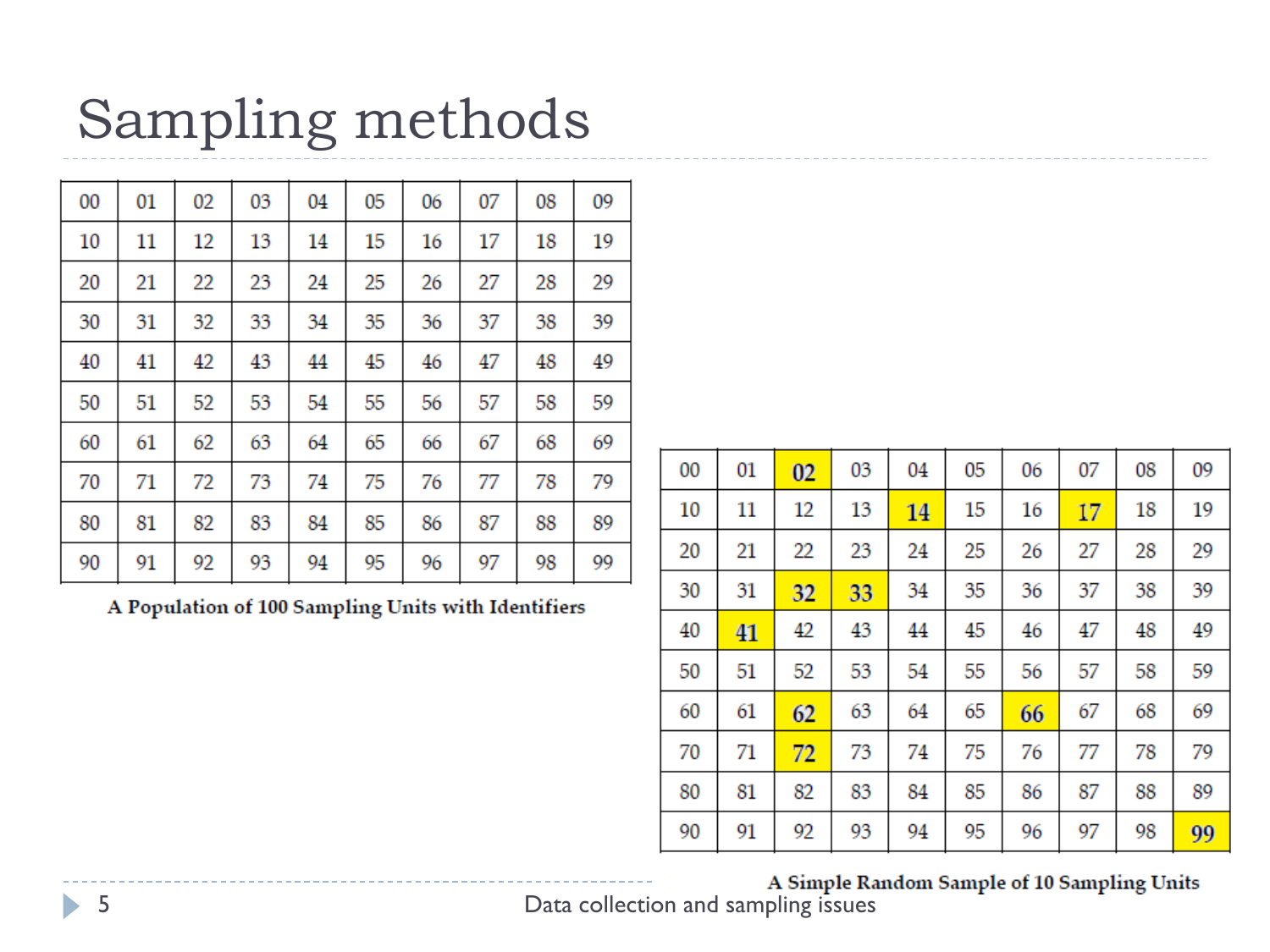# Sampling methods

| 00 | 01 | 02 | 03 | 04 | 05 | 06 | 07 | 08 | 09 |
|---|---|---|---|---|---|---|---|---|---|
| 10 | 11 | 12 | 13 | 14 | 15 | 16 | 17 | 18 | 19 |
| 20 | 21 | 22 | 23 | 24 | 25 | 26 | 27 | 28 | 29 |
| 30 | 31 | 32 | 33 | 34 | 35 | 36 | 37 | 38 | 39 |
| 40 | 41 | 42 | 43 | 44 | 45 | 46 | 47 | 48 | 49 |
| 50 | 51 | 52 | 53 | 54 | 55 | 56 | 57 | 58 | 59 |
| 60 | 61 | 62 | 63 | 64 | 65 | 66 | 67 | 68 | 69 |
| 70 | 71 | 72 | 73 | 74 | 75 | 76 | 77 | 78 | 79 |
| 80 | 81 | 82 | 83 | 84 | 85 | 86 | 87 | 88 | 89 |
| 90 | 91 | 92 | 93 | 94 | 95 | 96 | 97 | 98 | 99 |

**A Population of 100 Sampling Units with Identifiers**

| 00 | 01 | **02** | 03 | 04 | 05 | 06 | 07 | 08 | 09 |
|---|---|---|---|---|---|---|---|---|---|
| 10 | 11 | 12 | 13 | **14** | 15 | 16 | **17** | 18 | 19 |
| 20 | 21 | 22 | 23 | 24 | 25 | 26 | 27 | 28 | 29 |
| 30 | 31 | **32** | **33** | 34 | 35 | 36 | 37 | 38 | 39 |
| 40 | **41** | 42 | 43 | 44 | 45 | 46 | 47 | 48 | 49 |
| 50 | 51 | 52 | 53 | 54 | 55 | 56 | 57 | 58 | 59 |
| 60 | 61 | **62** | 63 | 64 | 65 | **66** | 67 | 68 | 69 |
| 70 | 71 | **72** | 73 | 74 | 75 | 76 | 77 | 78 | 79 |
| 80 | 81 | 82 | 83 | 84 | 85 | 86 | 87 | 88 | 89 |
| 90 | 91 | 92 | 93 | 94 | 95 | 96 | 97 | 98 | **99** |

**A Simple Random Sample of 10 Sampling Units**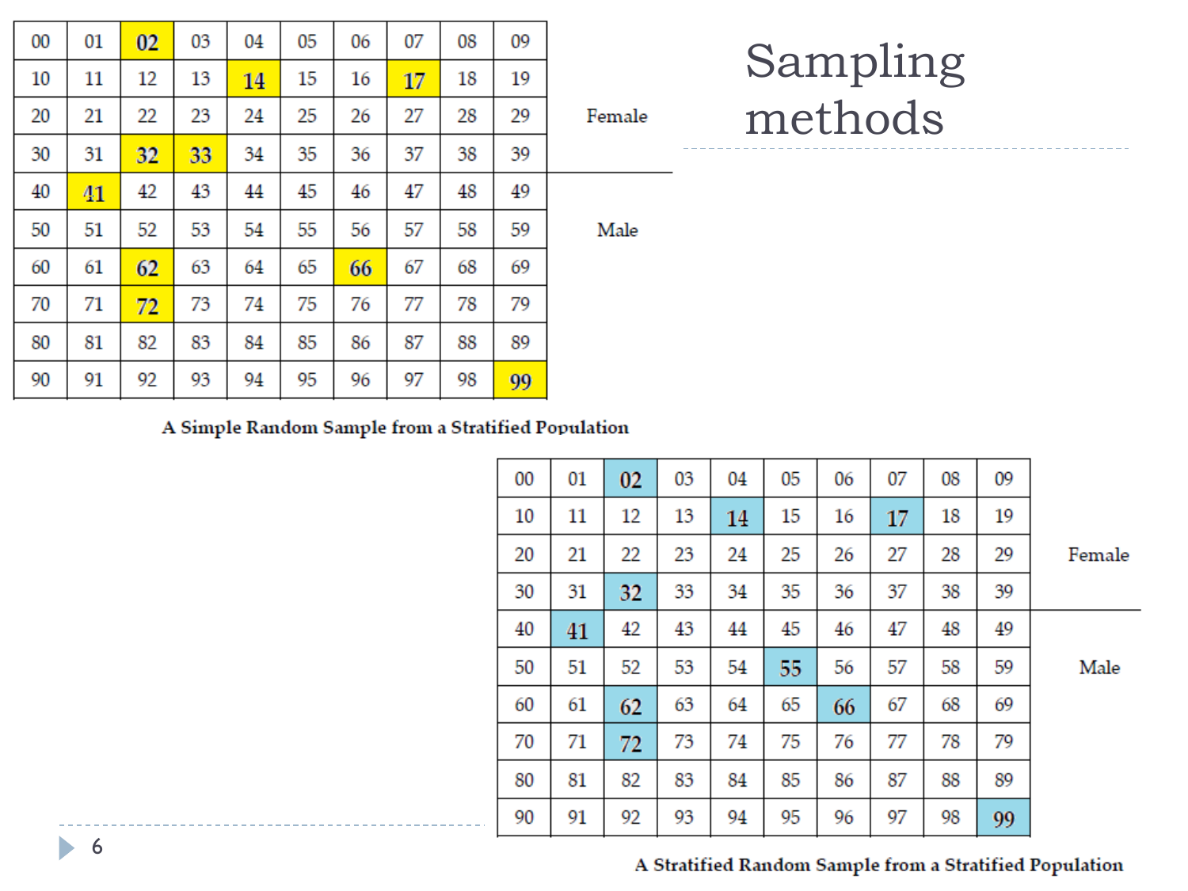# Sampling methods

| 00 | 01 | **02** | 03 | 04 | 05 | 06 | 07 | 08 | 09 | |
|---|---|---|---|---|---|---|---|---|---|---|
| 10 | 11 | 12 | 13 | **14** | 15 | 16 | **17** | 18 | 19 | |
| 20 | 21 | 22 | 23 | 24 | 25 | 26 | 27 | 28 | 29 | Female |
| 30 | 31 | **32** | **33** | 34 | 35 | 36 | 37 | 38 | 39 | |
| 40 | **41** | 42 | 43 | 44 | 45 | 46 | 47 | 48 | 49 | |
| 50 | 51 | 52 | 53 | 54 | 55 | 56 | 57 | 58 | 59 | Male |
| 60 | 61 | **62** | 63 | 64 | 65 | **66** | 67 | 68 | 69 | |
| 70 | 71 | **72** | 73 | 74 | 75 | 76 | 77 | 78 | 79 | |
| 80 | 81 | 82 | 83 | 84 | 85 | 86 | 87 | 88 | 89 | |
| 90 | 91 | 92 | 93 | 94 | 95 | 96 | 97 | 98 | **99** | |

**A Simple Random Sample from a Stratified Population**

| 00 | 01 | **02** | 03 | 04 | 05 | 06 | 07 | 08 | 09 | |
|---|---|---|---|---|---|---|---|---|---|---|
| 10 | 11 | 12 | 13 | **14** | 15 | 16 | **17** | 18 | 19 | |
| 20 | 21 | 22 | 23 | 24 | 25 | 26 | 27 | 28 | 29 | Female |
| 30 | 31 | **32** | 33 | 34 | 35 | 36 | 37 | 38 | 39 | |
| 40 | **41** | 42 | 43 | 44 | 45 | 46 | 47 | 48 | 49 | |
| 50 | 51 | 52 | 53 | 54 | **55** | 56 | 57 | 58 | 59 | Male |
| 60 | 61 | **62** | 63 | 64 | 65 | **66** | 67 | 68 | 69 | |
| 70 | 71 | **72** | 73 | 74 | 75 | 76 | 77 | 78 | 79 | |
| 80 | 81 | 82 | 83 | 84 | 85 | 86 | 87 | 88 | 89 | |
| 90 | 91 | 92 | 93 | 94 | 95 | 96 | 97 | 98 | **99** | |

**A Stratified Random Sample from a Stratified Population**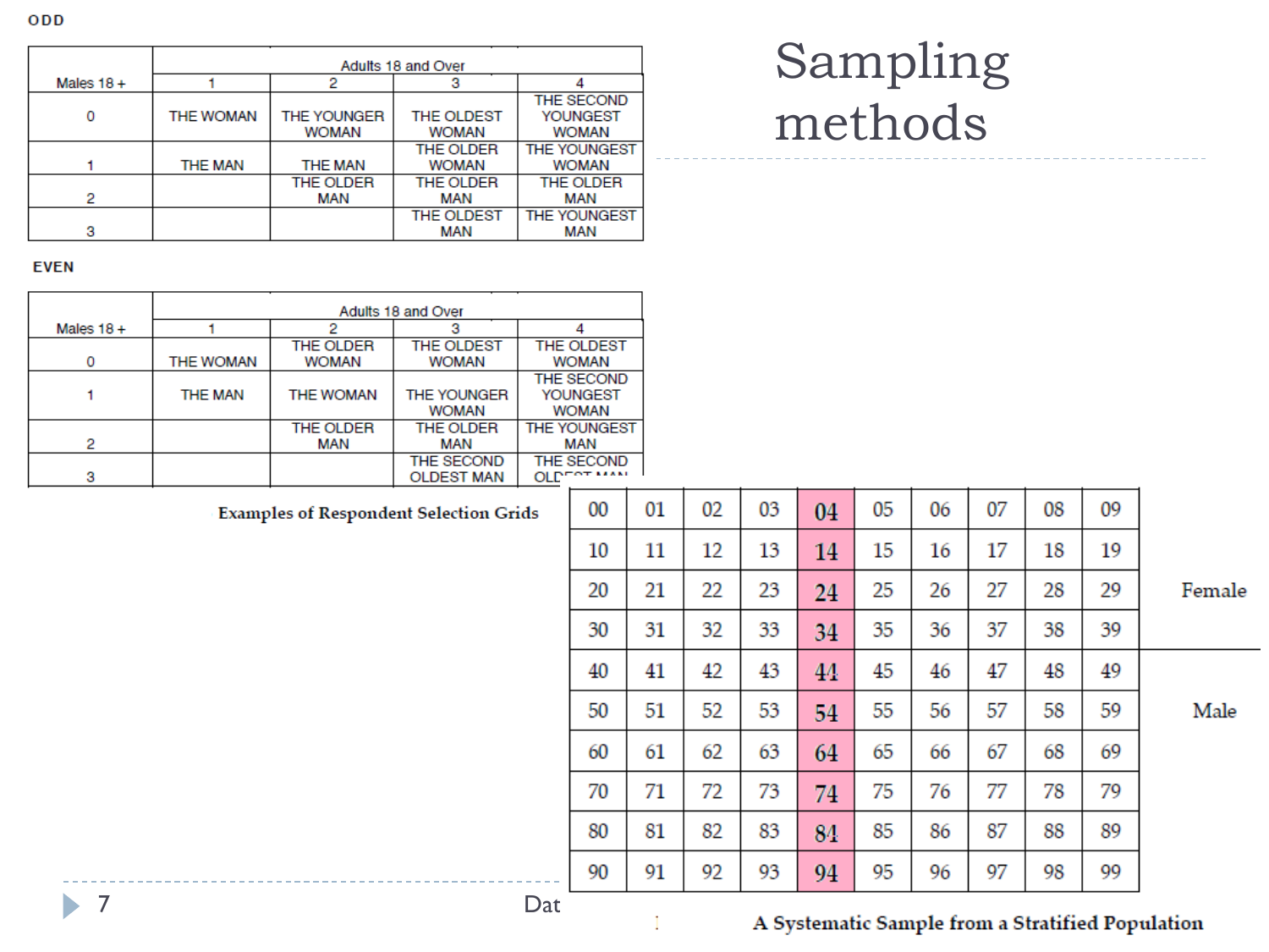# Sampling methods

**ODD**

| Males 18 + | Adults 18 and Over | | | |
|---|---|---|---|---|
| | 1 | 2 | 3 | 4 |
| 0 | THE WOMAN | THE YOUNGER WOMAN | THE OLDEST WOMAN | THE SECOND YOUNGEST WOMAN |
| 1 | THE MAN | THE MAN | THE OLDER WOMAN | THE YOUNGEST WOMAN |
| 2 | | THE OLDER MAN | THE OLDER MAN | THE OLDER MAN |
| 3 | | | THE OLDEST MAN | THE YOUNGEST MAN |

**EVEN**

| Males 18 + | Adults 18 and Over | | | |
|---|---|---|---|---|
| | 1 | 2 | 3 | 4 |
| 0 | THE WOMAN | THE OLDER WOMAN | THE OLDEST WOMAN | THE OLDEST WOMAN |
| 1 | THE MAN | THE WOMAN | THE YOUNGER WOMAN | THE SECOND YOUNGEST WOMAN |
| 2 | | THE OLDER MAN | THE OLDER MAN | THE YOUNGEST MAN |
| 3 | | | THE SECOND OLDEST MAN | THE SECOND OLDEST MAN |

**Examples of Respondent Selection Grids**

| | | | | | | | | | | |
|---|---|---|---|---|---|---|---|---|---|---|
| 00 | 01 | 02 | 03 | **04** | 05 | 06 | 07 | 08 | 09 | |
| 10 | 11 | 12 | 13 | **14** | 15 | 16 | 17 | 18 | 19 | |
| 20 | 21 | 22 | 23 | **24** | 25 | 26 | 27 | 28 | 29 | Female |
| 30 | 31 | 32 | 33 | **34** | 35 | 36 | 37 | 38 | 39 | |
| 40 | 41 | 42 | 43 | **44** | 45 | 46 | 47 | 48 | 49 | |
| 50 | 51 | 52 | 53 | **54** | 55 | 56 | 57 | 58 | 59 | Male |
| 60 | 61 | 62 | 63 | **64** | 65 | 66 | 67 | 68 | 69 | |
| 70 | 71 | 72 | 73 | **74** | 75 | 76 | 77 | 78 | 79 | |
| 80 | 81 | 82 | 83 | **84** | 85 | 86 | 87 | 88 | 89 | |
| 90 | 91 | 92 | 93 | **94** | 95 | 96 | 97 | 98 | 99 | |

**A Systematic Sample from a Stratified Population**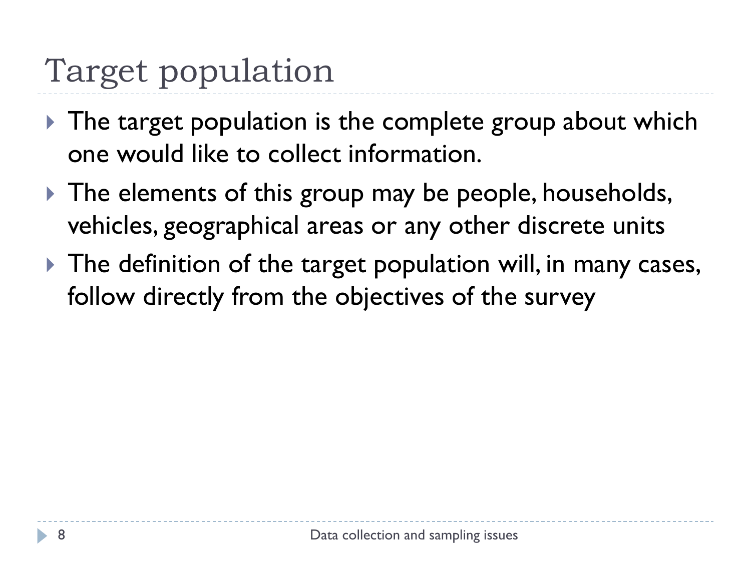# Target population

- The target population is the complete group about which one would like to collect information.
- The elements of this group may be people, households, vehicles, geographical areas or any other discrete units
- The definition of the target population will, in many cases, follow directly from the objectives of the survey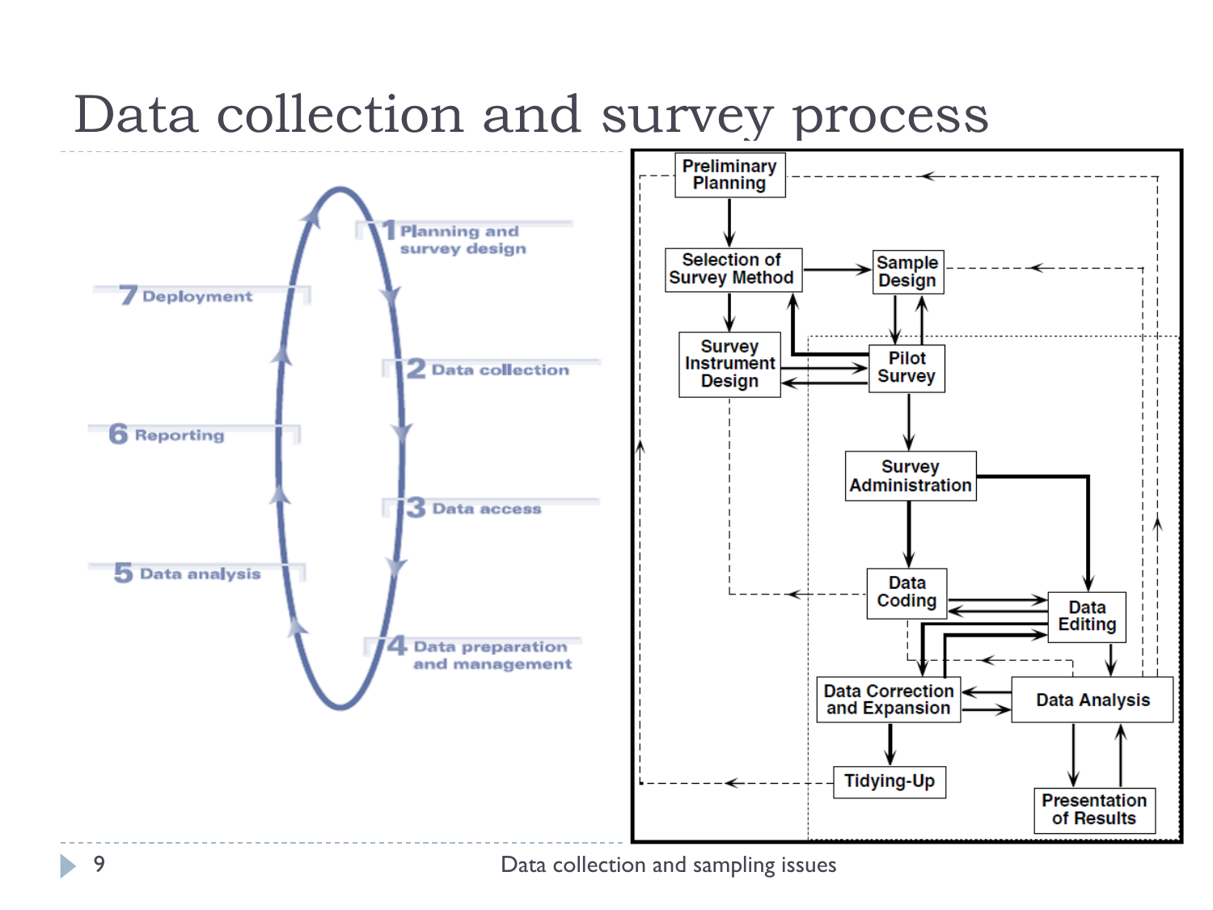# Data collection and survey process

1 Planning and survey design

2 Data collection

3 Data access

4 Data preparation and management

5 Data analysis

6 Reporting

7 Deployment

Preliminary Planning

Selection of Survey Method

Sample Design

Survey Instrument Design

Pilot Survey

Survey Administration

Data Coding

Data Editing

Data Correction and Expansion

Data Analysis

Tidying-Up

Presentation of Results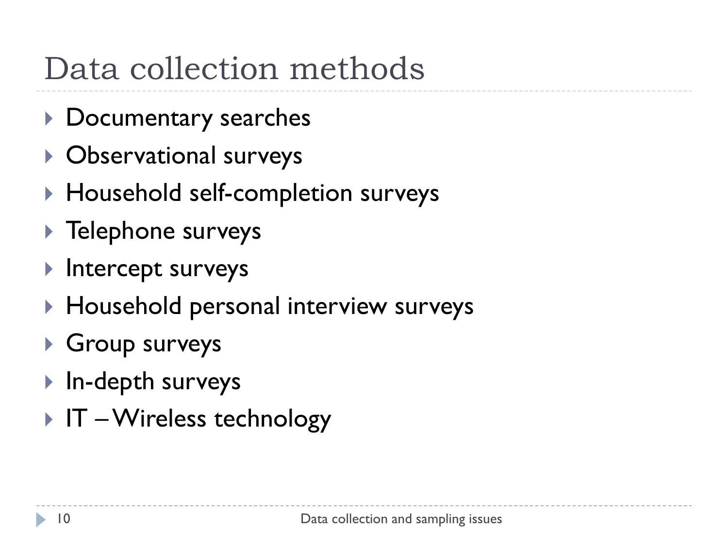# Data collection methods

- Documentary searches
- Observational surveys
- Household self-completion surveys
- Telephone surveys
- Intercept surveys
- Household personal interview surveys
- Group surveys
- In-depth surveys
- IT – Wireless technology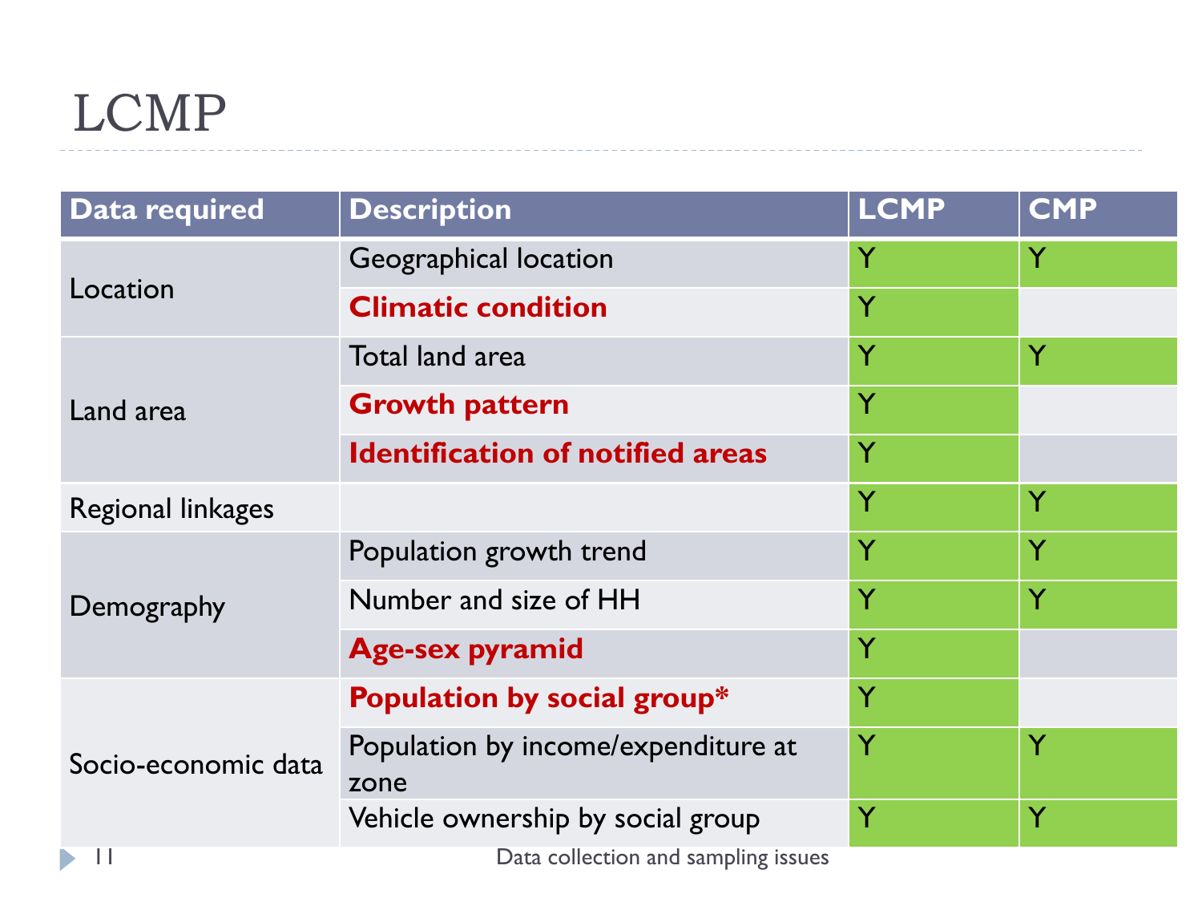# LCMP

| Data required | Description | LCMP | CMP |
|---|---|---|---|
| Location | Geographical location | Y | Y |
| | **Climatic condition** | Y | |
| Land area | Total land area | Y | Y |
| | **Growth pattern** | Y | |
| | **Identification of notified areas** | Y | |
| Regional linkages | | Y | Y |
| Demography | Population growth trend | Y | Y |
| | Number and size of HH | Y | Y |
| | **Age-sex pyramid** | Y | |
| Socio-economic data | **Population by social group*** | Y | |
| | Population by income/expenditure at zone | Y | Y |
| | Vehicle ownership by social group | Y | Y |

Data collection and sampling issues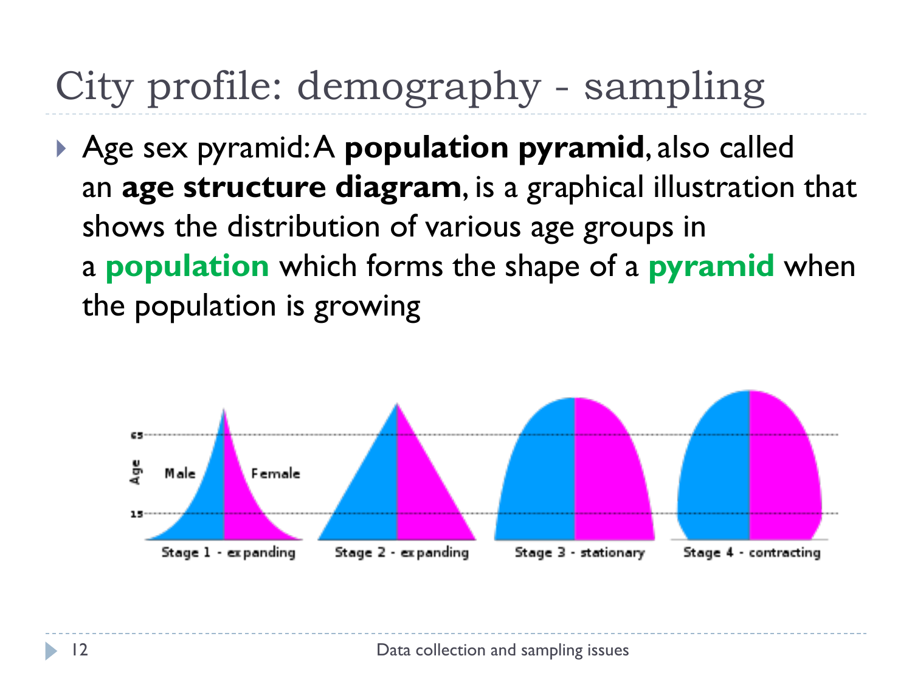# City profile: demography - sampling

- Age sex pyramid: A **population pyramid**, also called an **age structure diagram**, is a graphical illustration that shows the distribution of various age groups in a **population** which forms the shape of a **pyramid** when the population is growing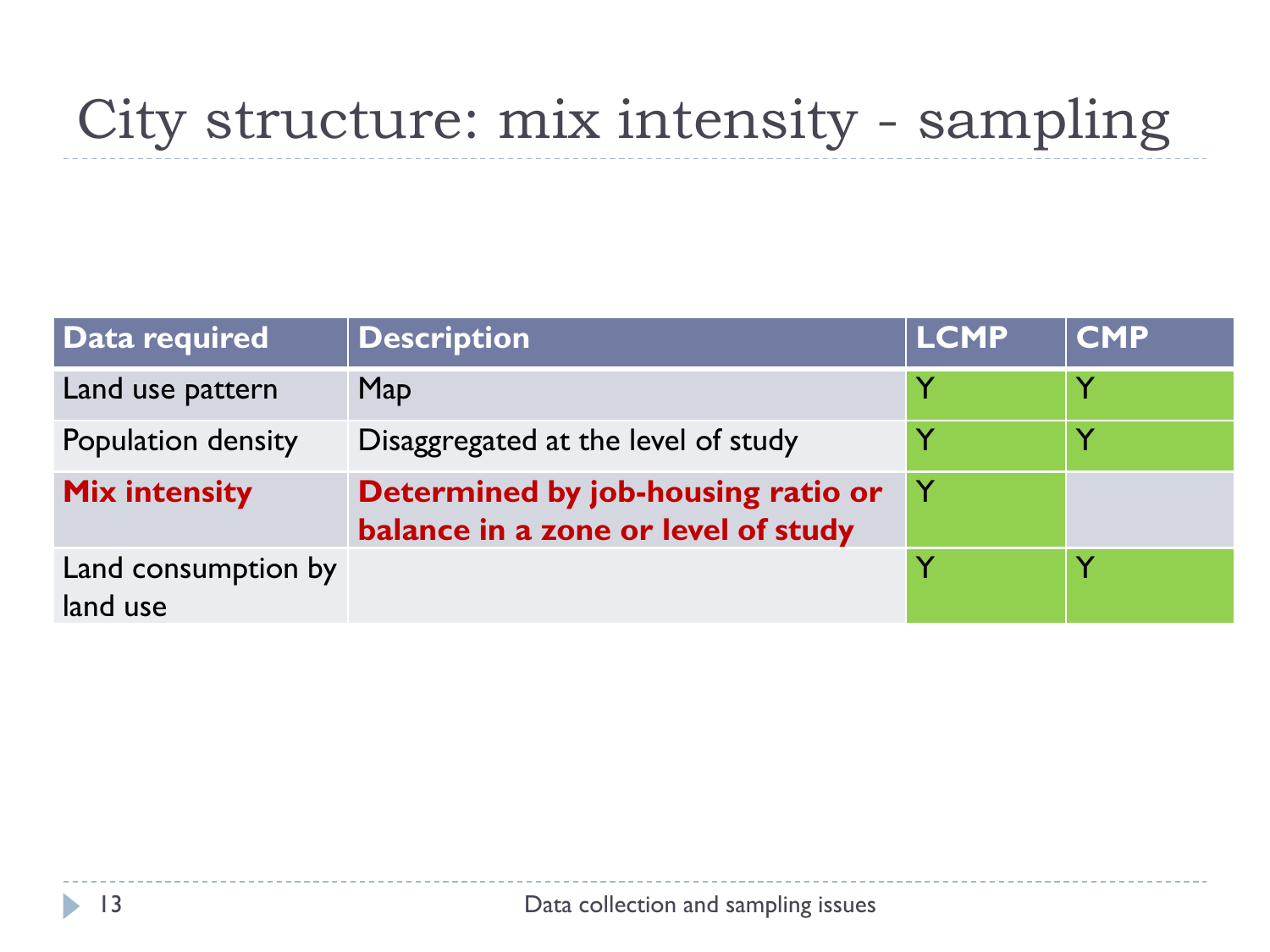# City structure: mix intensity - sampling

| Data required | Description | LCMP | CMP |
|---|---|---|---|
| Land use pattern | Map | Y | Y |
| Population density | Disaggregated at the level of study | Y | Y |
| **Mix intensity** | **Determined by job-housing ratio or balance in a zone or level of study** | Y | |
| Land consumption by land use | | Y | Y |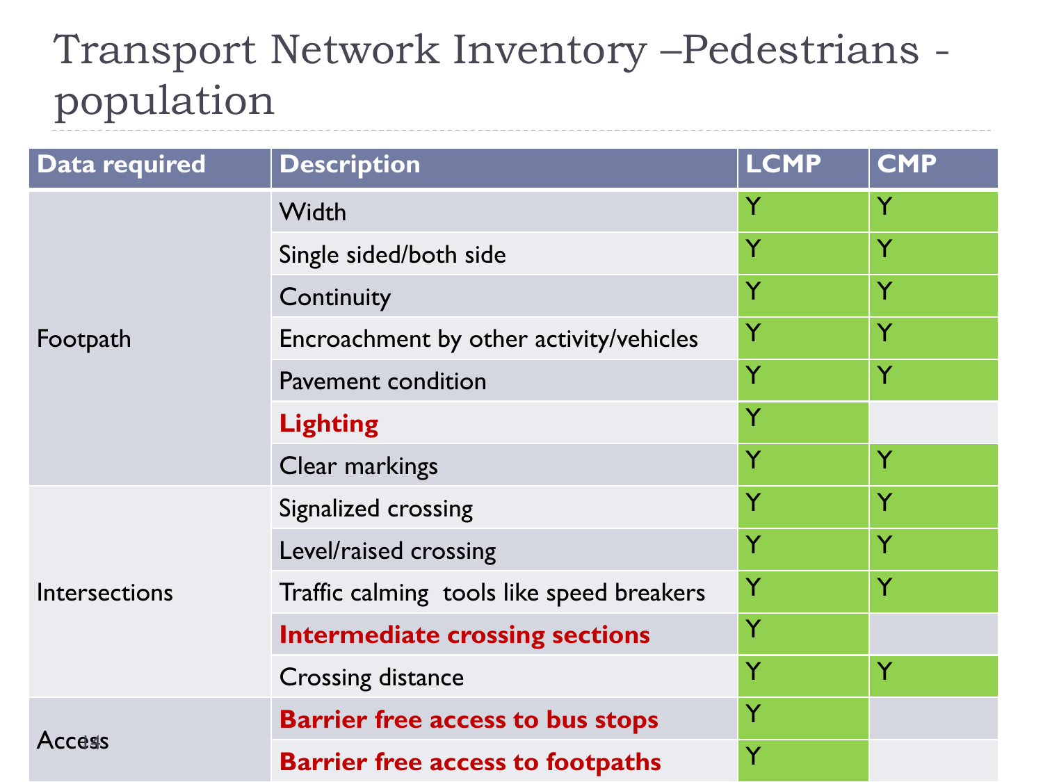# Transport Network Inventory –Pedestrians - population

| Data required | Description | LCMP | CMP |
|---|---|---|---|
| Footpath | Width | Y | Y |
| | Single sided/both side | Y | Y |
| | Continuity | Y | Y |
| | Encroachment by other activity/vehicles | Y | Y |
| | Pavement condition | Y | Y |
| | **Lighting** | Y | |
| | Clear markings | Y | Y |
| Intersections | Signalized crossing | Y | Y |
| | Level/raised crossing | Y | Y |
| | Traffic calming tools like speed breakers | Y | Y |
| | **Intermediate crossing sections** | Y | |
| | Crossing distance | Y | Y |
| Access | **Barrier free access to bus stops** | Y | |
| | **Barrier free access to footpaths** | Y | |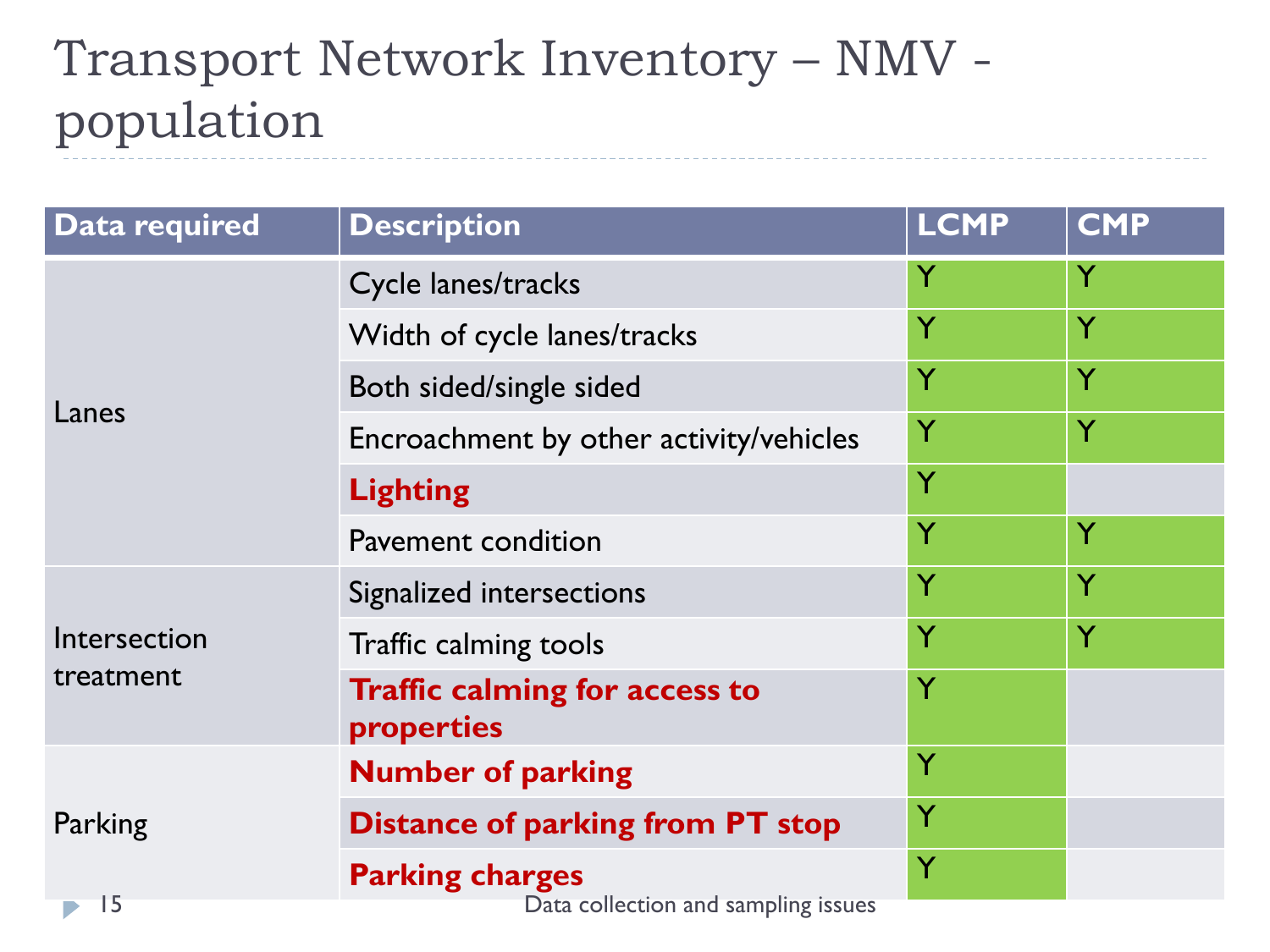# Transport Network Inventory – NMV - population

| Data required | Description | LCMP | CMP |
|---|---|---|---|
| Lanes | Cycle lanes/tracks | Y | Y |
| | Width of cycle lanes/tracks | Y | Y |
| | Both sided/single sided | Y | Y |
| | Encroachment by other activity/vehicles | Y | Y |
| | **Lighting** | Y | |
| | Pavement condition | Y | Y |
| Intersection treatment | Signalized intersections | Y | Y |
| | Traffic calming tools | Y | Y |
| | **Traffic calming for access to properties** | Y | |
| Parking | **Number of parking** | Y | |
| | **Distance of parking from PT stop** | Y | |
| | **Parking charges** | Y | |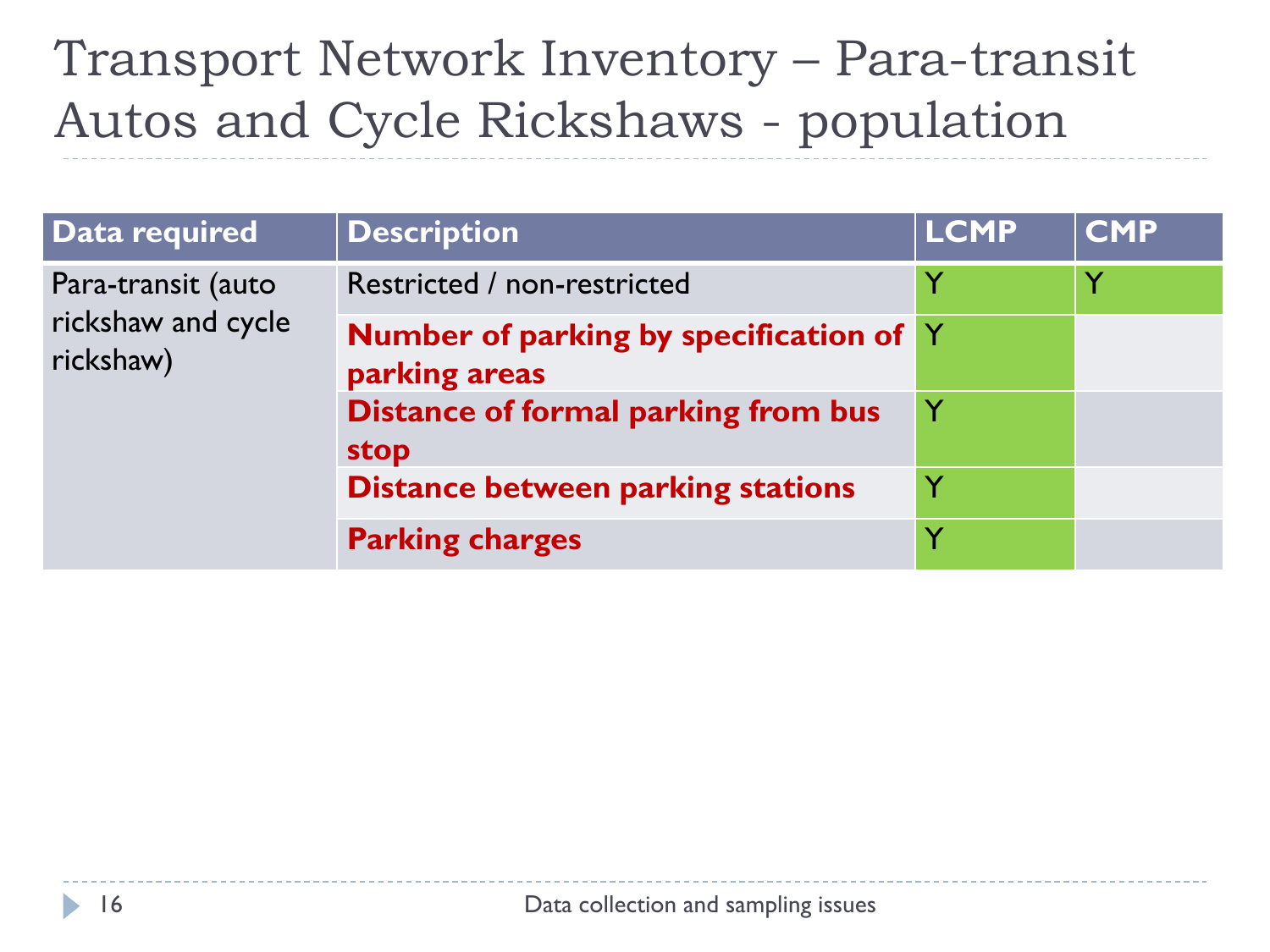# Transport Network Inventory – Para-transit Autos and Cycle Rickshaws - population

| Data required | Description | LCMP | CMP |
|---|---|---|---|
| Para-transit (auto rickshaw and cycle rickshaw) | Restricted / non-restricted | Y | Y |
| | **Number of parking by specification of parking areas** | Y | |
| | **Distance of formal parking from bus stop** | Y | |
| | **Distance between parking stations** | Y | |
| | **Parking charges** | Y | |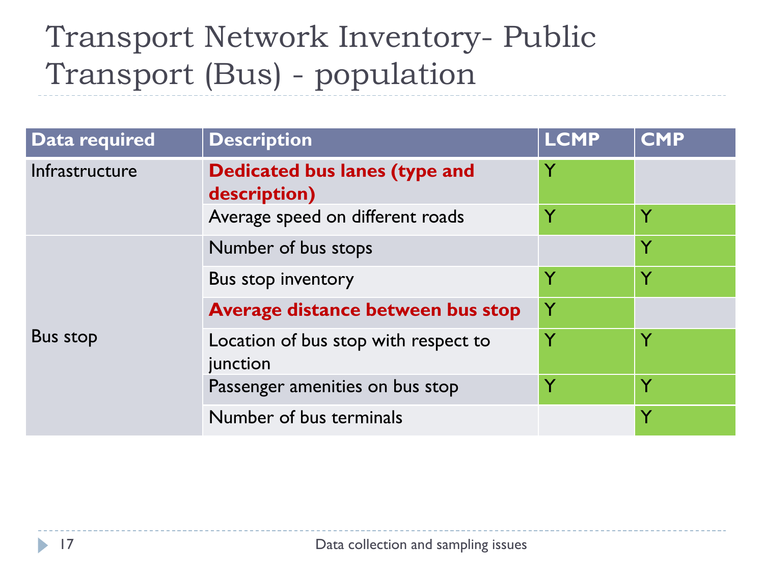# Transport Network Inventory- Public Transport (Bus) - population

| Data required | Description | LCMP | CMP |
|---|---|---|---|
| Infrastructure | **Dedicated bus lanes (type and description)** | Y | |
| | Average speed on different roads | Y | Y |
| Bus stop | Number of bus stops | | Y |
| | Bus stop inventory | Y | Y |
| | **Average distance between bus stop** | Y | |
| | Location of bus stop with respect to junction | Y | Y |
| | Passenger amenities on bus stop | Y | Y |
| | Number of bus terminals | | Y |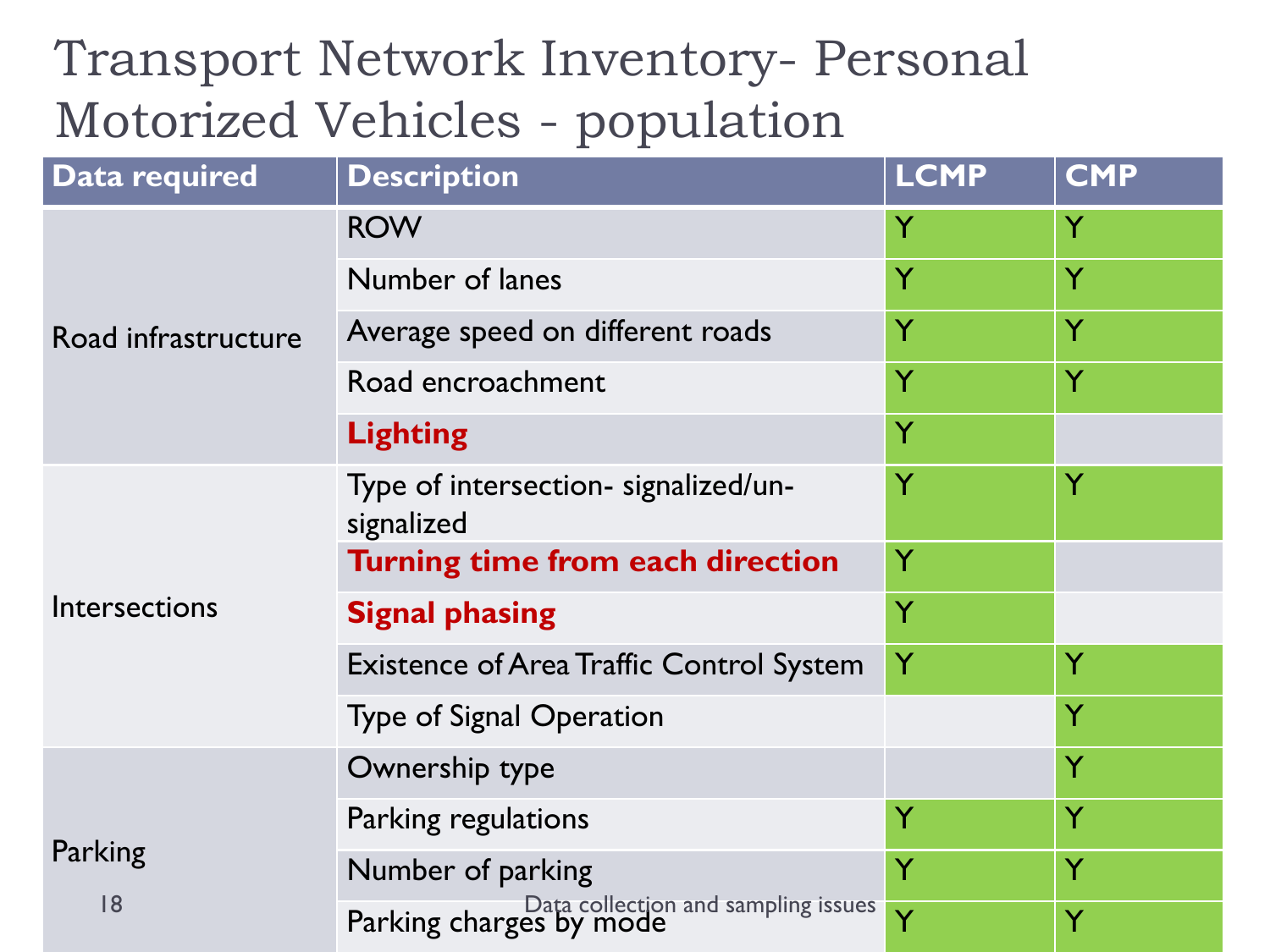# Transport Network Inventory- Personal Motorized Vehicles - population

| Data required | Description | LCMP | CMP |
|---|---|---|---|
| Road infrastructure | ROW | Y | Y |
| | Number of lanes | Y | Y |
| | Average speed on different roads | Y | Y |
| | Road encroachment | Y | Y |
| | **Lighting** | Y | |
| Intersections | Type of intersection- signalized/un-signalized | Y | Y |
| | **Turning time from each direction** | Y | |
| | **Signal phasing** | Y | |
| | Existence of Area Traffic Control System | Y | Y |
| | Type of Signal Operation | | Y |
| Parking | Ownership type | | Y |
| | Parking regulations | Y | Y |
| | Number of parking | Y | Y |
| | Parking charges by mode | Y | Y |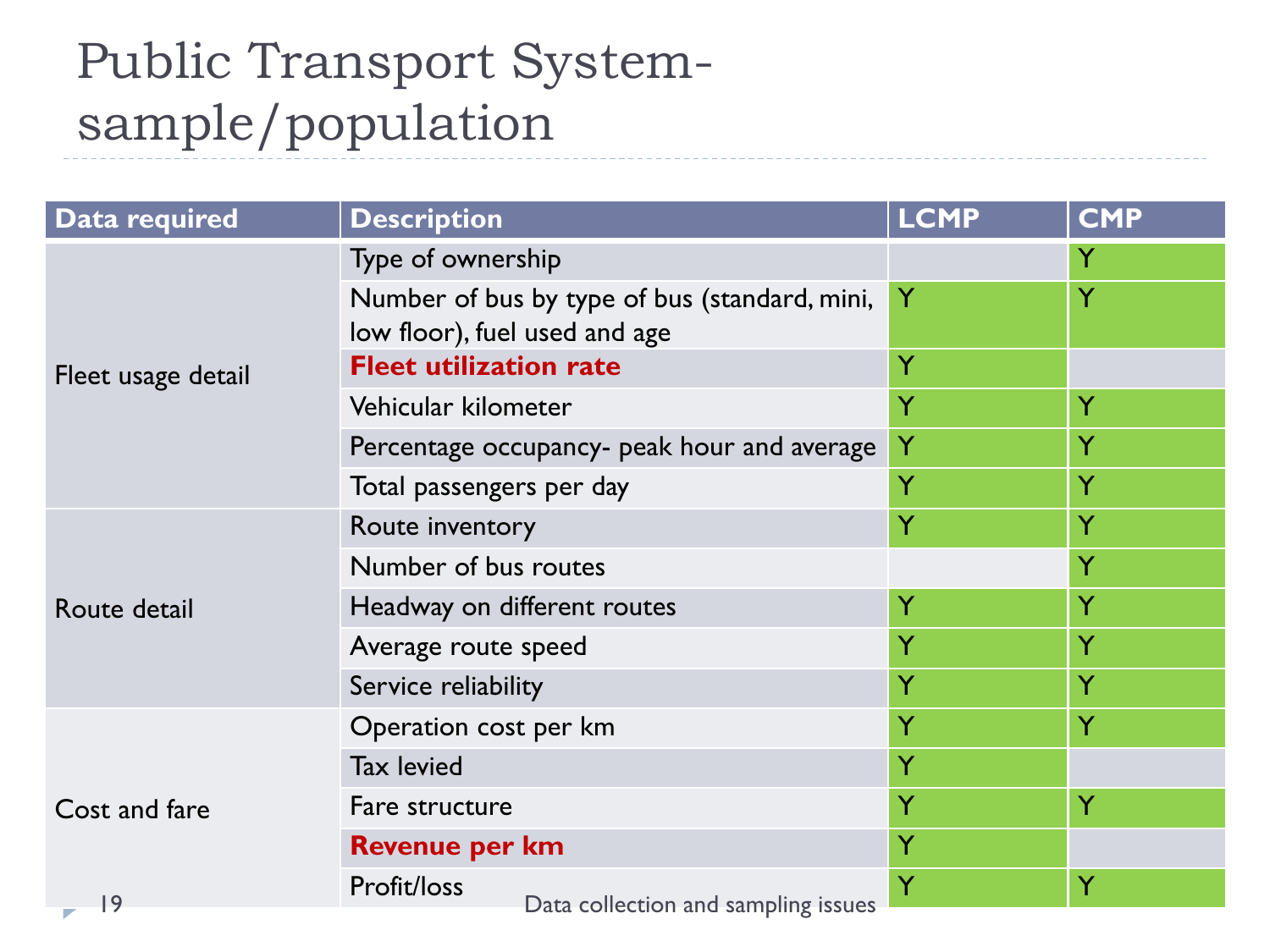# Public Transport System-sample/population

| Data required | Description | LCMP | CMP |
|---|---|---|---|
| Fleet usage detail | Type of ownership | | Y |
| | Number of bus by type of bus (standard, mini, low floor), fuel used and age | Y | Y |
| | **Fleet utilization rate** | Y | |
| | Vehicular kilometer | Y | Y |
| | Percentage occupancy- peak hour and average | Y | Y |
| | Total passengers per day | Y | Y |
| Route detail | Route inventory | Y | Y |
| | Number of bus routes | | Y |
| | Headway on different routes | Y | Y |
| | Average route speed | Y | Y |
| | Service reliability | Y | Y |
| Cost and fare | Operation cost per km | Y | Y |
| | Tax levied | Y | |
| | Fare structure | Y | Y |
| | **Revenue per km** | Y | |
| | Profit/loss | Y | Y |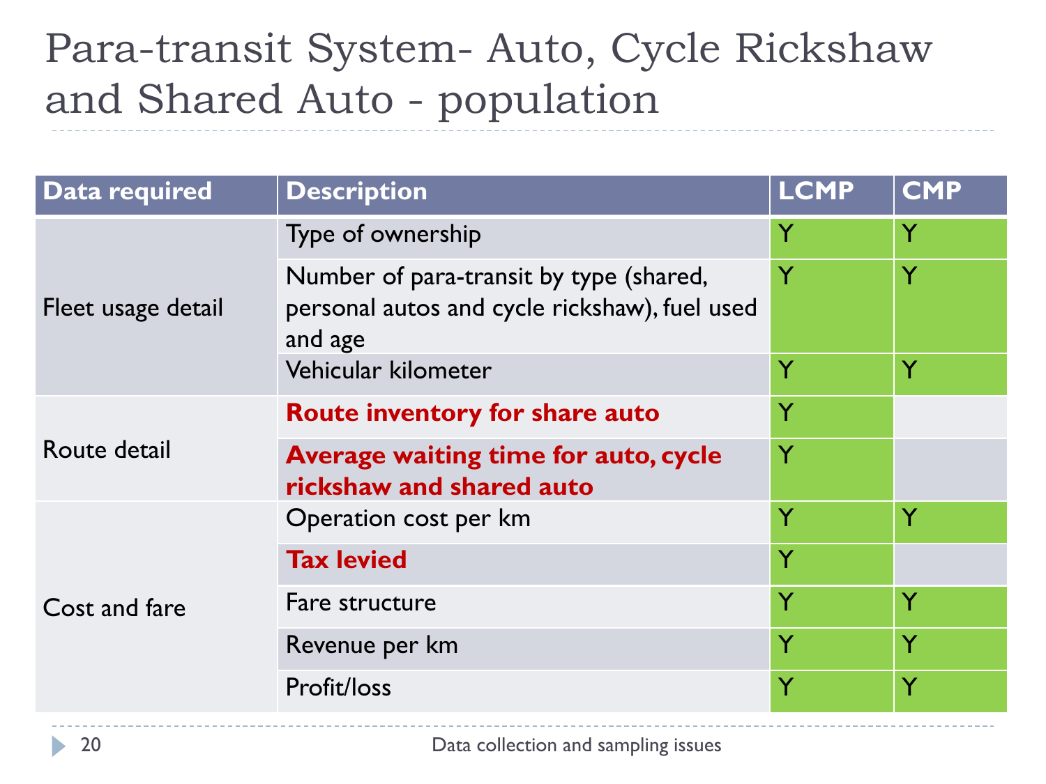# Para-transit System- Auto, Cycle Rickshaw and Shared Auto - population

| Data required | Description | LCMP | CMP |
|---|---|---|---|
| Fleet usage detail | Type of ownership | Y | Y |
| | Number of para-transit by type (shared, personal autos and cycle rickshaw), fuel used and age | Y | Y |
| | Vehicular kilometer | Y | Y |
| Route detail | **Route inventory for share auto** | Y | |
| | **Average waiting time for auto, cycle rickshaw and shared auto** | Y | |
| Cost and fare | Operation cost per km | Y | Y |
| | **Tax levied** | Y | |
| | Fare structure | Y | Y |
| | Revenue per km | Y | Y |
| | Profit/loss | Y | Y |

Data collection and sampling issues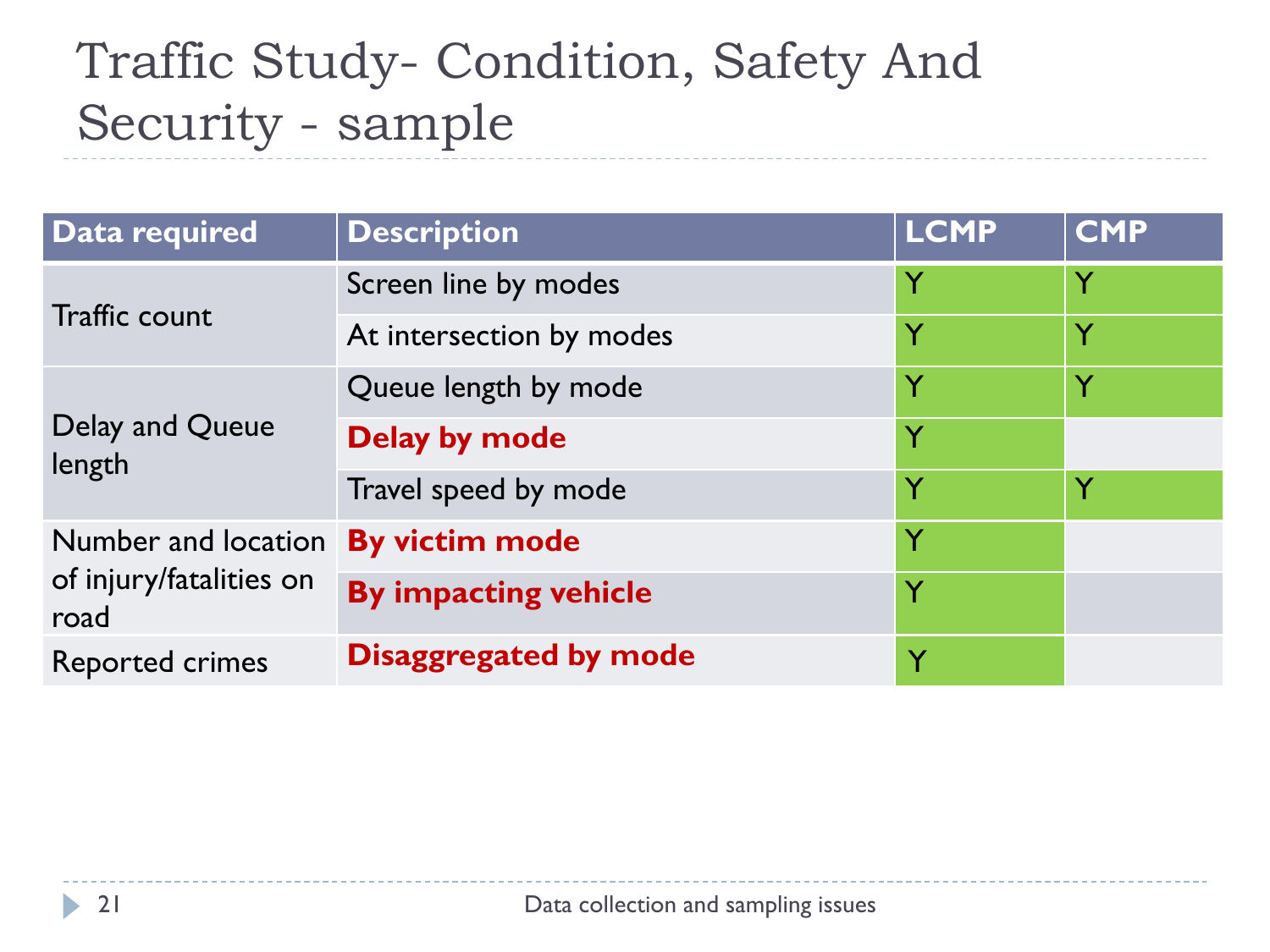# Traffic Study- Condition, Safety And Security - sample

| Data required | Description | LCMP | CMP |
|---|---|---|---|
| Traffic count | Screen line by modes | Y | Y |
| | At intersection by modes | Y | Y |
| Delay and Queue length | Queue length by mode | Y | Y |
| | **Delay by mode** | Y | |
| | Travel speed by mode | Y | Y |
| Number and location of injury/fatalities on road | **By victim mode** | Y | |
| | **By impacting vehicle** | Y | |
| Reported crimes | **Disaggregated by mode** | Y | |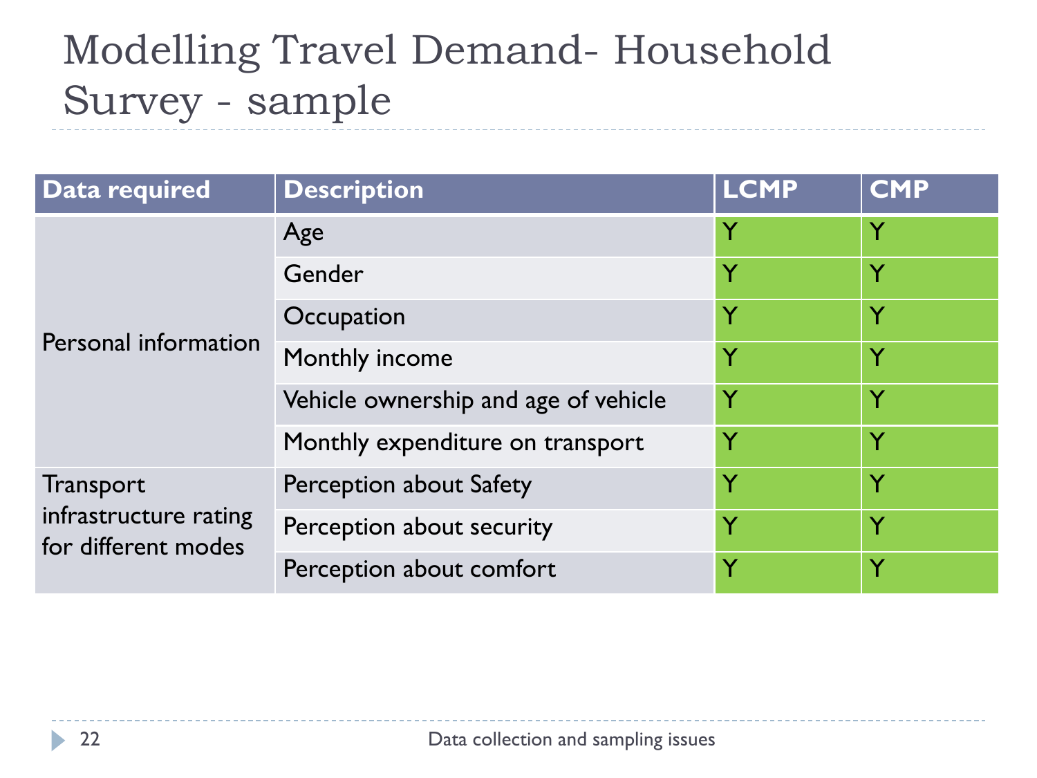# Modelling Travel Demand- Household Survey - sample

| Data required | Description | LCMP | CMP |
|---|---|---|---|
| Personal information | Age | Y | Y |
| | Gender | Y | Y |
| | Occupation | Y | Y |
| | Monthly income | Y | Y |
| | Vehicle ownership and age of vehicle | Y | Y |
| | Monthly expenditure on transport | Y | Y |
| Transport infrastructure rating for different modes | Perception about Safety | Y | Y |
| | Perception about security | Y | Y |
| | Perception about comfort | Y | Y |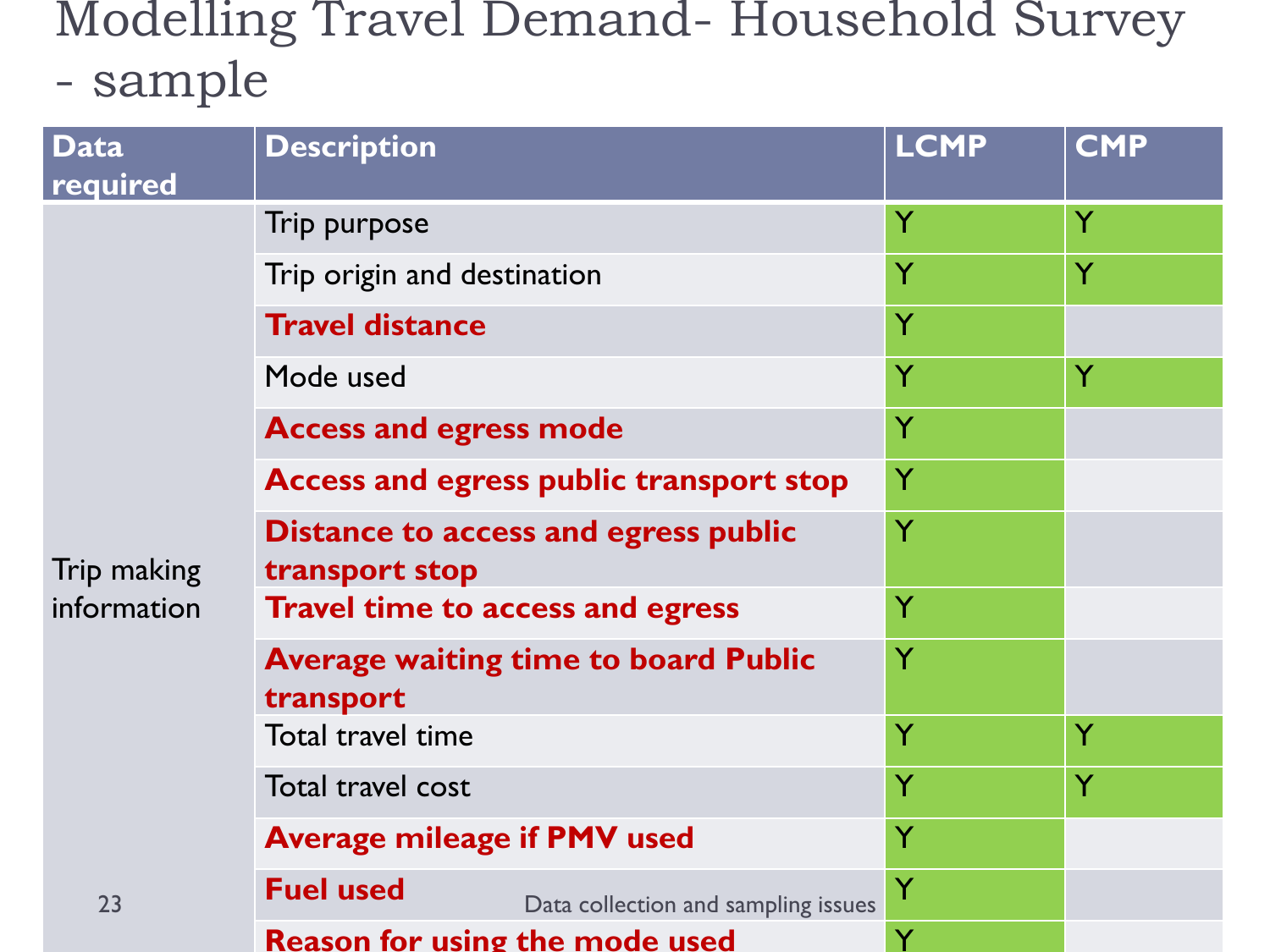# Modelling Travel Demand- Household Survey - sample

| Data required | Description | LCMP | CMP |
|---|---|---|---|
| Trip making information | Trip purpose | Y | Y |
| | Trip origin and destination | Y | Y |
| | **Travel distance** | Y | |
| | Mode used | Y | Y |
| | **Access and egress mode** | Y | |
| | **Access and egress public transport stop** | Y | |
| | **Distance to access and egress public transport stop** | Y | |
| | **Travel time to access and egress** | Y | |
| | **Average waiting time to board Public transport** | Y | |
| | Total travel time | Y | Y |
| | Total travel cost | Y | Y |
| | **Average mileage if PMV used** | Y | |
| | **Fuel used** | Y | |
| | **Reason for using the mode used** | Y | |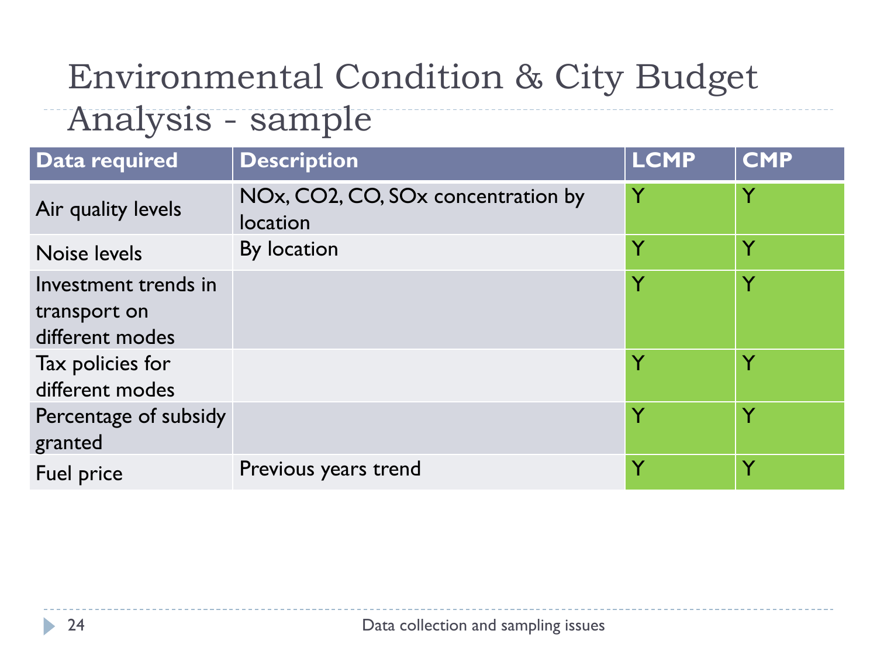# Environmental Condition & City Budget Analysis - sample

| Data required | Description | LCMP | CMP |
|---|---|---|---|
| Air quality levels | NOx, $CO_2$, CO, SOx concentration by location | Y | Y |
| Noise levels | By location | Y | Y |
| Investment trends in transport on different modes | | Y | Y |
| Tax policies for different modes | | Y | Y |
| Percentage of subsidy granted | | Y | Y |
| Fuel price | Previous years trend | Y | Y |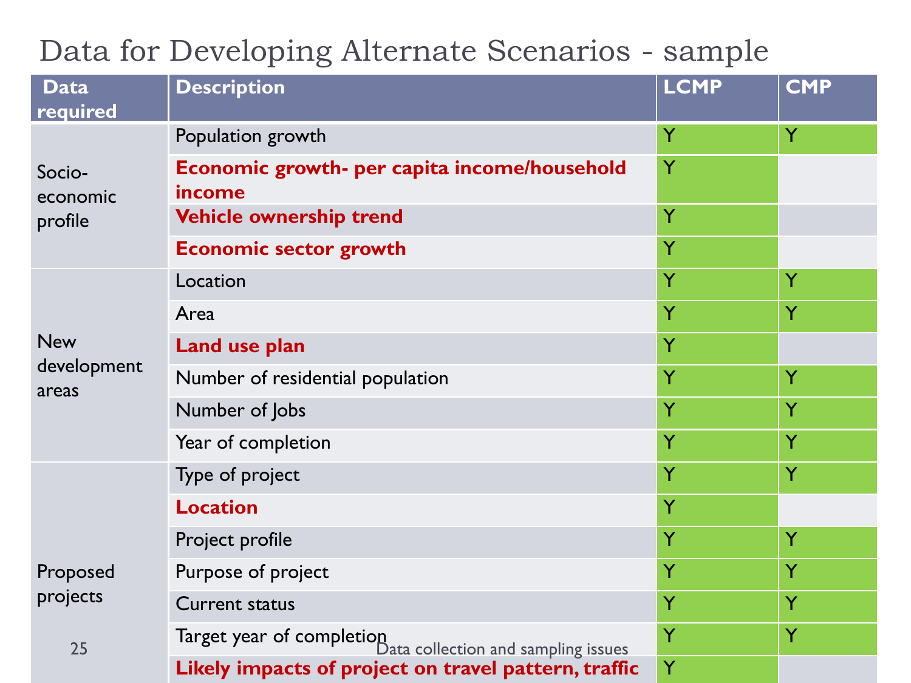# Data for Developing Alternate Scenarios - sample

| Data required | Description | LCMP | CMP |
|---|---|---|---|
| Socio-economic profile | Population growth | Y | Y |
| | **Economic growth- per capita income/household income** | Y | |
| | **Vehicle ownership trend** | Y | |
| | **Economic sector growth** | Y | |
| New development areas | Location | Y | Y |
| | Area | Y | Y |
| | **Land use plan** | Y | |
| | Number of residential population | Y | Y |
| | Number of Jobs | Y | Y |
| | Year of completion | Y | Y |
| Proposed projects | Type of project | Y | Y |
| | **Location** | Y | |
| | Project profile | Y | Y |
| | Purpose of project | Y | Y |
| | Current status | Y | Y |
| | Target year of completion | Y | Y |
| | **Likely impacts of project on travel pattern, traffic** | Y | |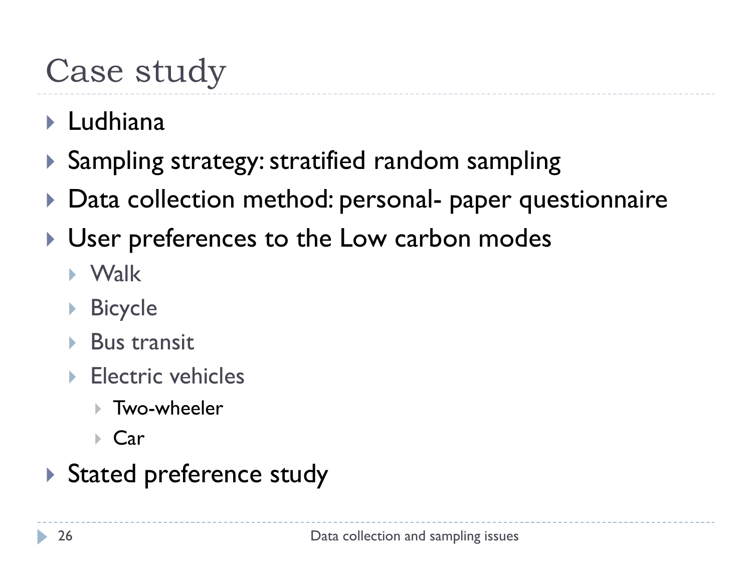# Case study

- Ludhiana
- Sampling strategy: stratified random sampling
- Data collection method: personal- paper questionnaire
- User preferences to the Low carbon modes
  - Walk
  - Bicycle
  - Bus transit
  - Electric vehicles
    - Two-wheeler
    - Car
- Stated preference study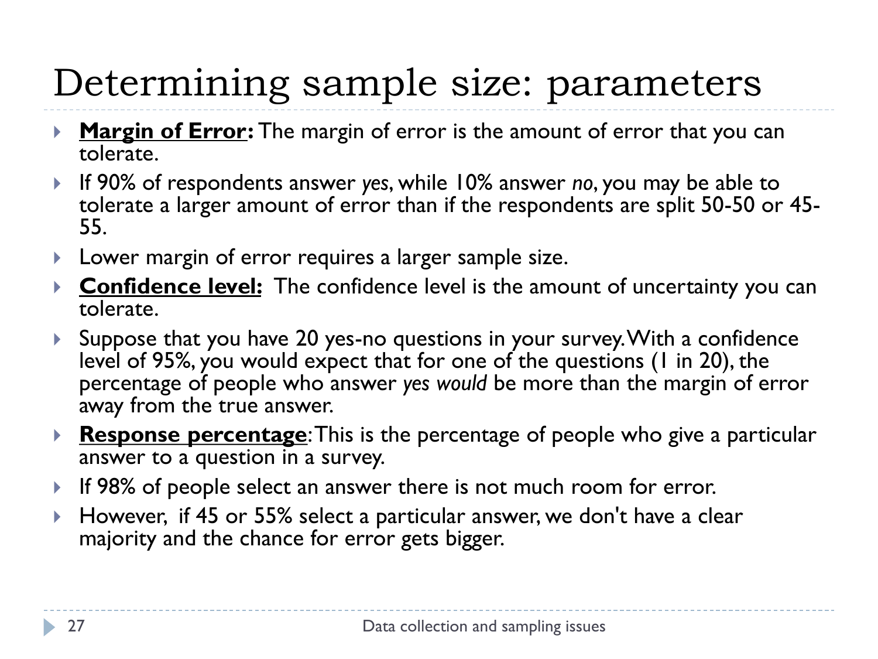# Determining sample size: parameters

- **<u>Margin of Error</u>:** The margin of error is the amount of error that you can tolerate.
- If 90% of respondents answer *yes*, while 10% answer *no*, you may be able to tolerate a larger amount of error than if the respondents are split 50-50 or 45-55.
- Lower margin of error requires a larger sample size.
- **<u>Confidence level:</u>** The confidence level is the amount of uncertainty you can tolerate.
- Suppose that you have 20 yes-no questions in your survey. With a confidence level of 95%, you would expect that for one of the questions (1 in 20), the percentage of people who answer *yes would* be more than the margin of error away from the true answer.
- **<u>Response percentage</u>**: This is the percentage of people who give a particular answer to a question in a survey.
- If 98% of people select an answer there is not much room for error.
- However, if 45 or 55% select a particular answer, we don't have a clear majority and the chance for error gets bigger.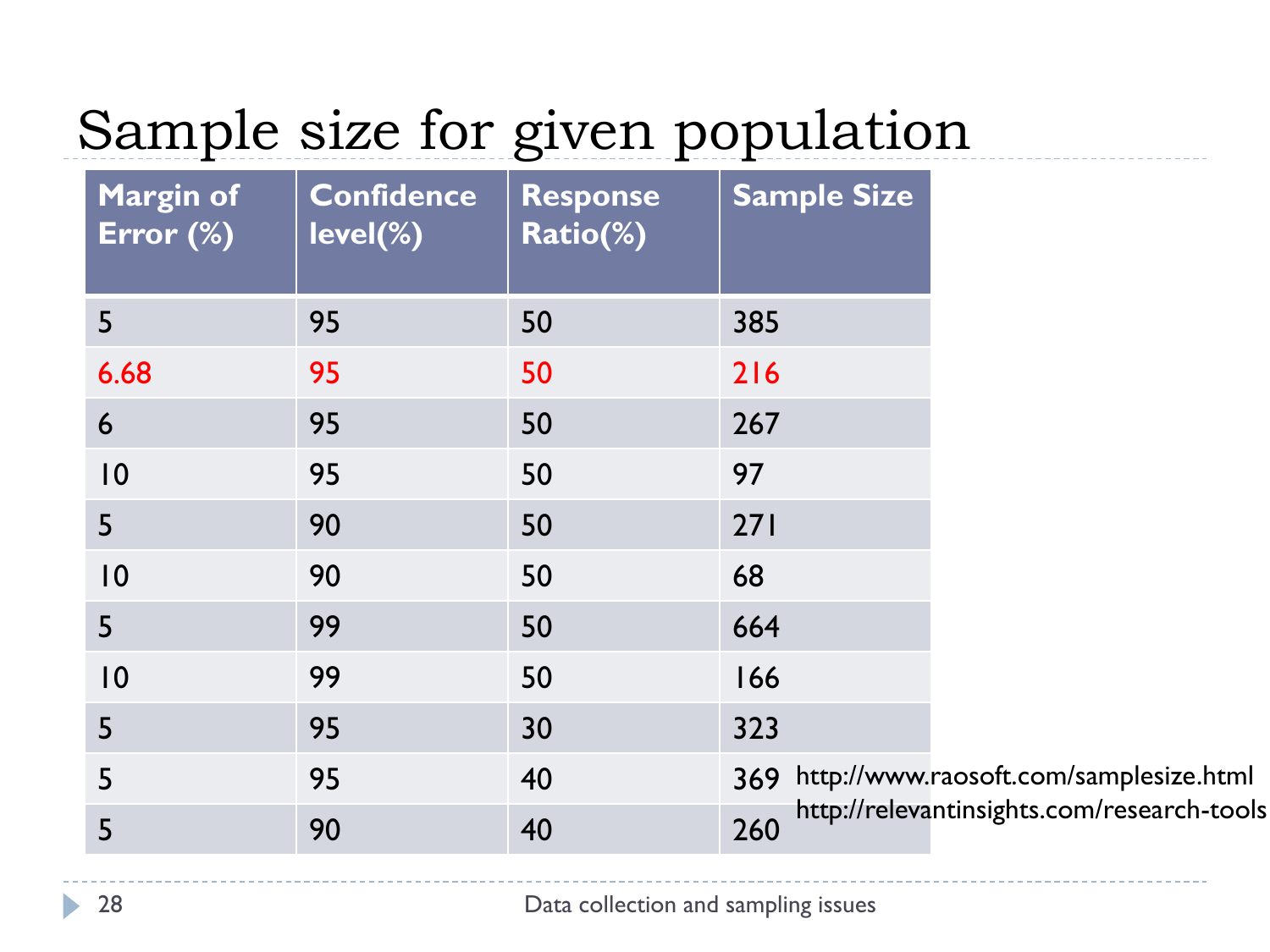# Sample size for given population

| Margin of Error (%) | Confidence level(%) | Response Ratio(%) | Sample Size |
|---|---|---|---|
| 5 | 95 | 50 | 385 |
| 6.68 | 95 | 50 | 216 |
| 6 | 95 | 50 | 267 |
| 10 | 95 | 50 | 97 |
| 5 | 90 | 50 | 271 |
| 10 | 90 | 50 | 68 |
| 5 | 99 | 50 | 664 |
| 10 | 99 | 50 | 166 |
| 5 | 95 | 30 | 323 |
| 5 | 95 | 40 | 369 |
| 5 | 90 | 40 | 260 |

http://www.raosoft.com/samplesize.html

http://relevantinsights.com/research-tools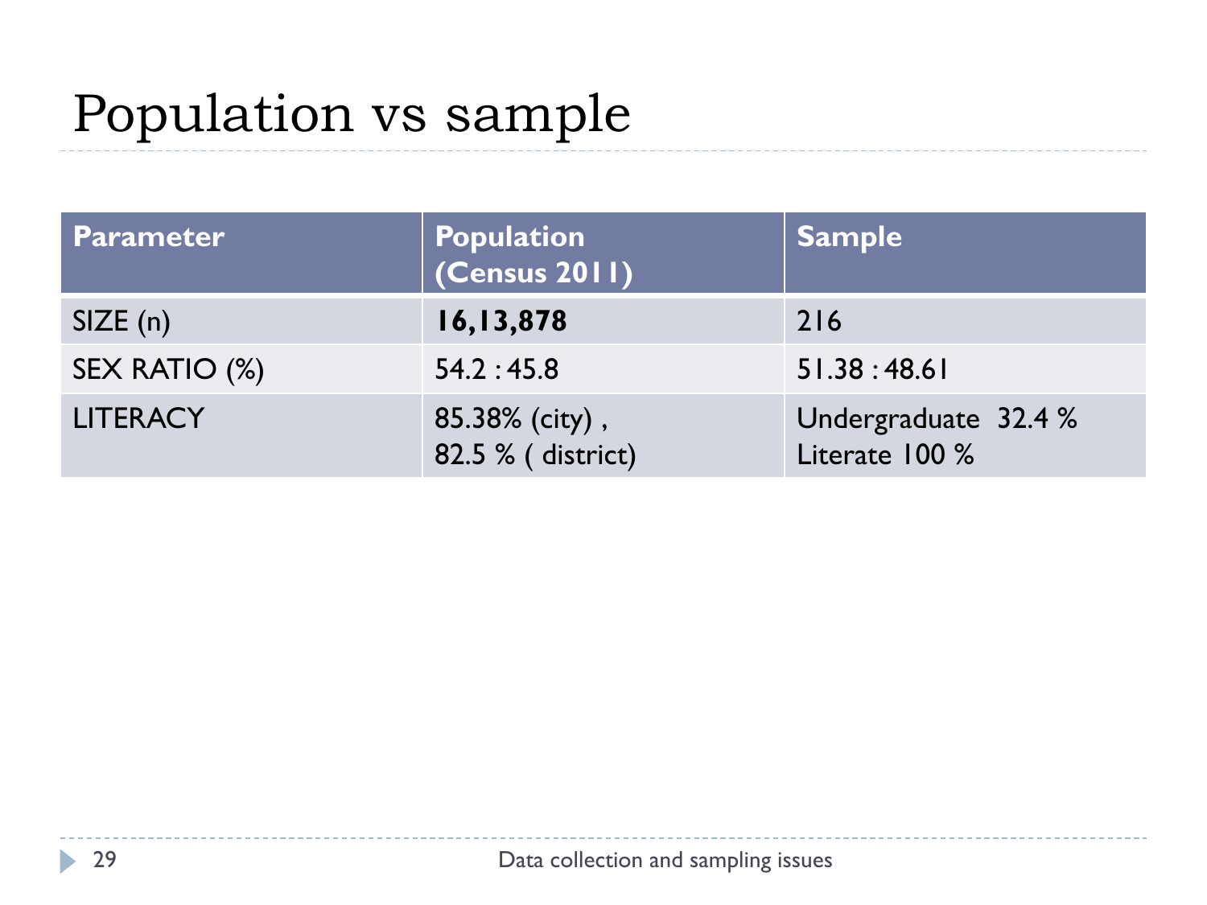# Population vs sample

| Parameter | Population (Census 2011) | Sample |
|---|---|---|
| SIZE (n) | **16,13,878** | 216 |
| SEX RATIO (%) | 54.2 : 45.8 | 51.38 : 48.61 |
| LITERACY | 85.38% (city) , 82.5 % ( district) | Undergraduate 32.4 % Literate 100 % |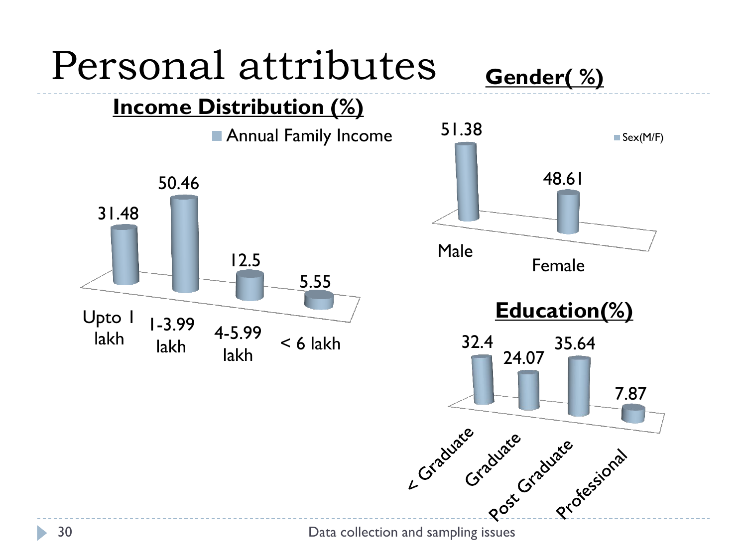# Personal attributes

## Income Distribution (%)

Annual Family Income

| Upto 1 lakh | 1-3.99 lakh | 4-5.99 lakh | < 6 lakh |
|---|---|---|---|
| 31.48 | 50.46 | 12.5 | 5.55 |

## Gender( %)

Sex(M/F)

| Male | Female |
|---|---|
| 51.38 | 48.61 |

## Education(%)

| < Graduate | Graduate | Post Graduate | Professional |
|---|---|---|---|
| 32.4 | 24.07 | 35.64 | 7.87 |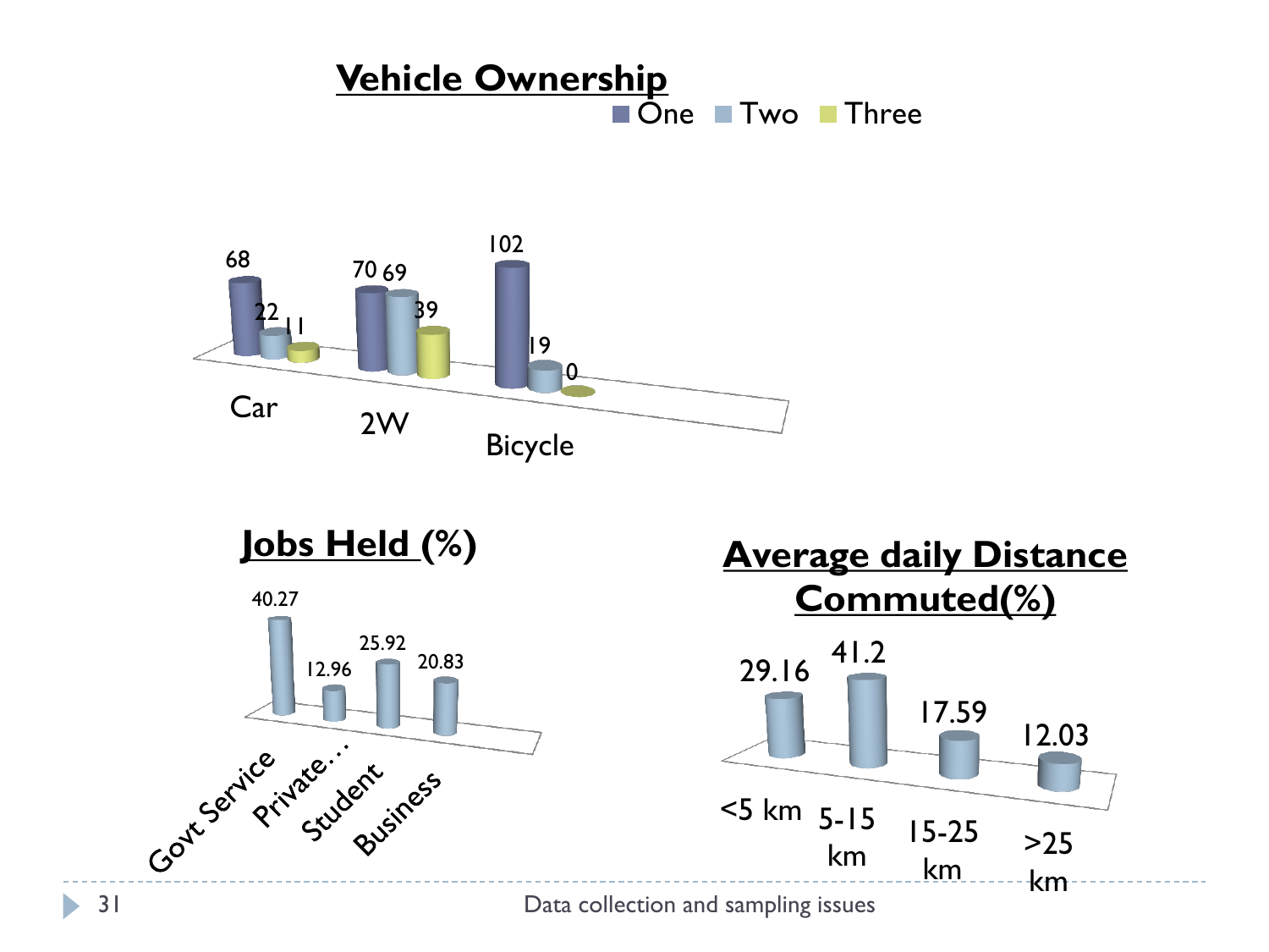## Vehicle Ownership

| | One | Two | Three |
|---|---|---|---|
| Car | 68 | 22 | 11 |
| 2W | 70 | 69 | 39 |
| Bicycle | 102 | 19 | 0 |

## Jobs Held (%)

| Govt Service | Private… | Student | Business |
|---|---|---|---|
| 40.27 | 12.96 | 25.92 | 20.83 |

## Average daily Distance Commuted(%)

| <5 km | 5-15 km | 15-25 km | >25 km |
|---|---|---|---|
| 29.16 | 41.2 | 17.59 | 12.03 |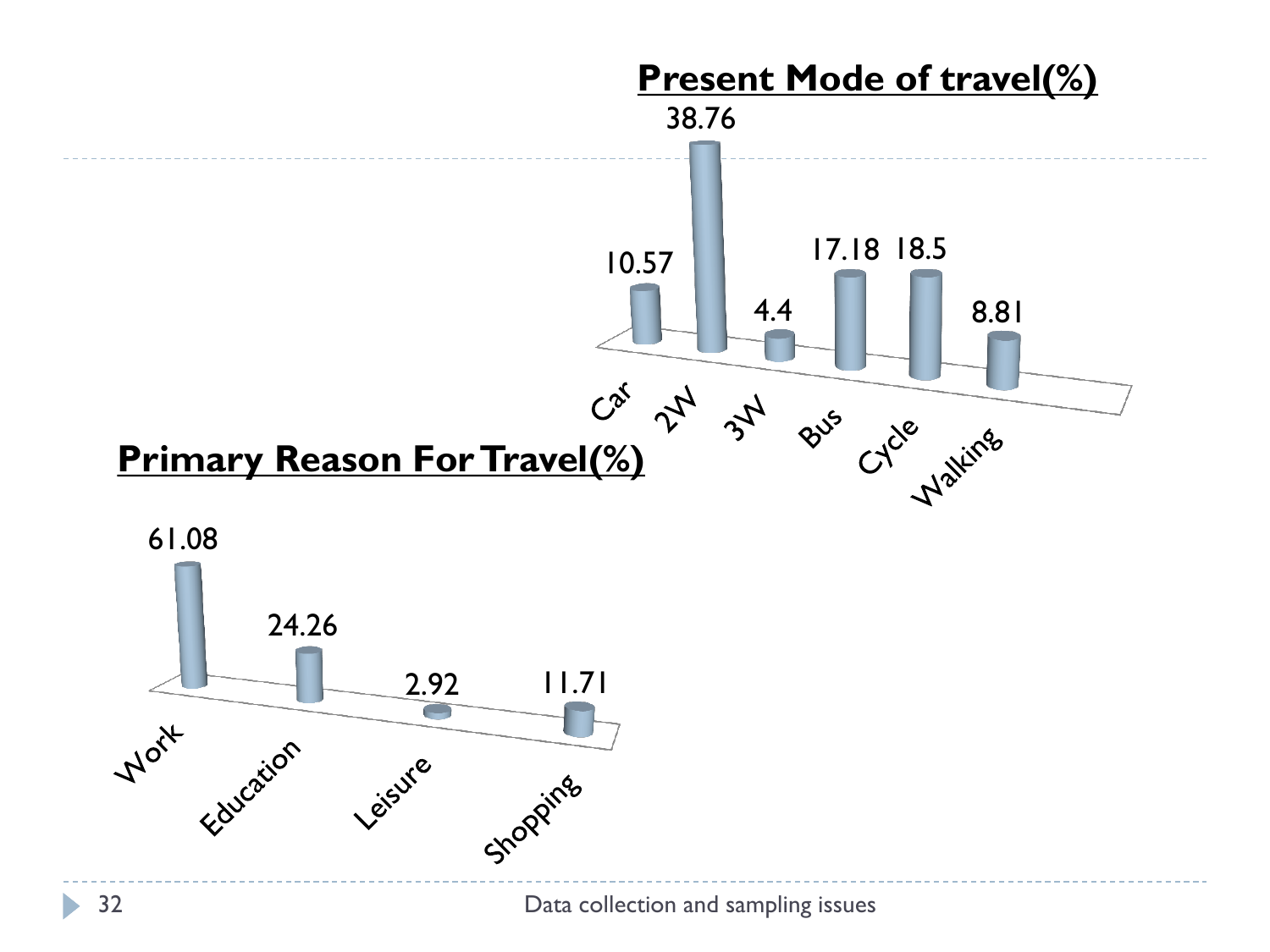## Present Mode of travel(%)

| Car | 2W | 3W | Bus | Cycle | Walking |
| --- | --- | --- | --- | --- | --- |
| 10.57 | 38.76 | 4.4 | 17.18 | 18.5 | 8.81 |

## Primary Reason For Travel(%)

| Work | Education | Leisure | Shopping |
| --- | --- | --- | --- |
| 61.08 | 24.26 | 2.92 | 11.71 |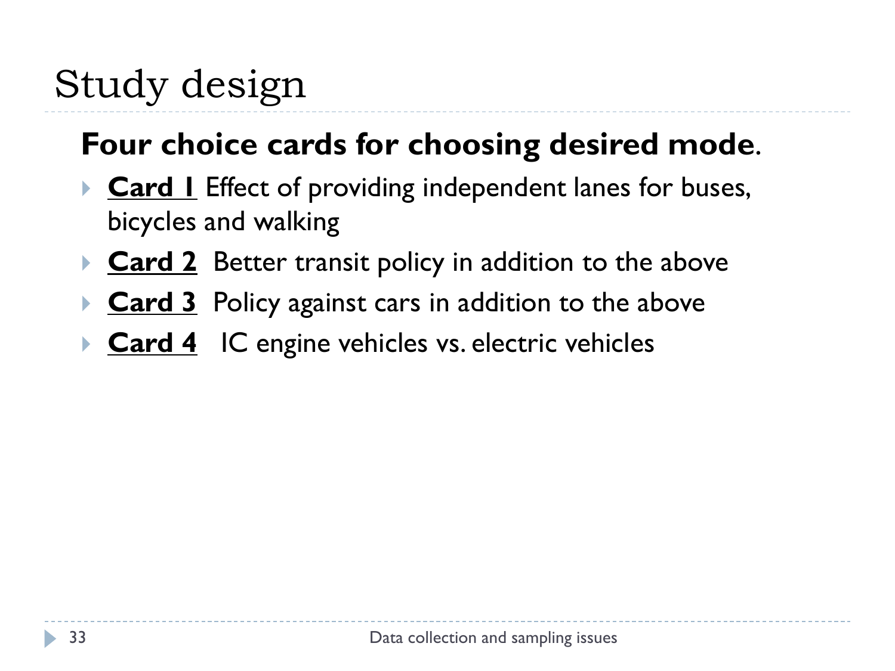# Study design

**Four choice cards for choosing desired mode**.

- **Card 1** Effect of providing independent lanes for buses, bicycles and walking
- **Card 2** Better transit policy in addition to the above
- **Card 3** Policy against cars in addition to the above
- **Card 4** IC engine vehicles vs. electric vehicles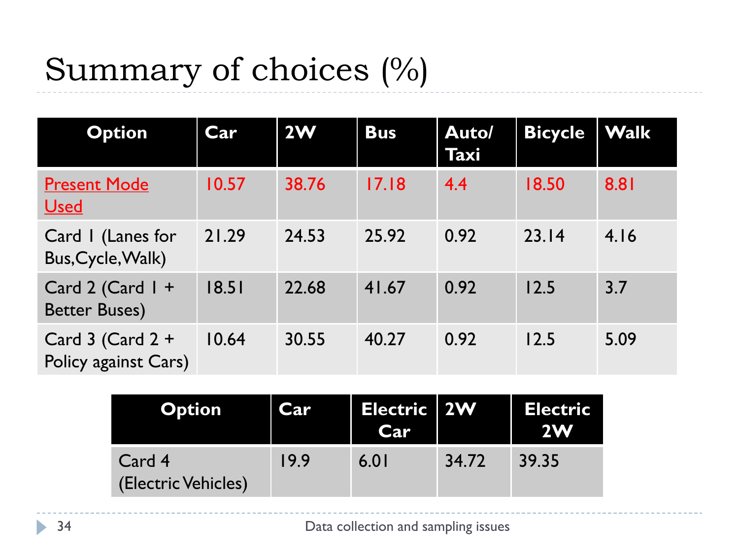# Summary of choices (%)

| Option | Car | 2W | Bus | Auto/ Taxi | Bicycle | Walk |
|---|---|---|---|---|---|---|
| Present Mode Used | 10.57 | 38.76 | 17.18 | 4.4 | 18.50 | 8.81 |
| Card 1 (Lanes for Bus,Cycle,Walk) | 21.29 | 24.53 | 25.92 | 0.92 | 23.14 | 4.16 |
| Card 2 (Card 1 + Better Buses) | 18.51 | 22.68 | 41.67 | 0.92 | 12.5 | 3.7 |
| Card 3 (Card 2 + Policy against Cars) | 10.64 | 30.55 | 40.27 | 0.92 | 12.5 | 5.09 |

| Option | Car | Electric Car | 2W | Electric 2W |
|---|---|---|---|---|
| Card 4 (Electric Vehicles) | 19.9 | 6.01 | 34.72 | 39.35 |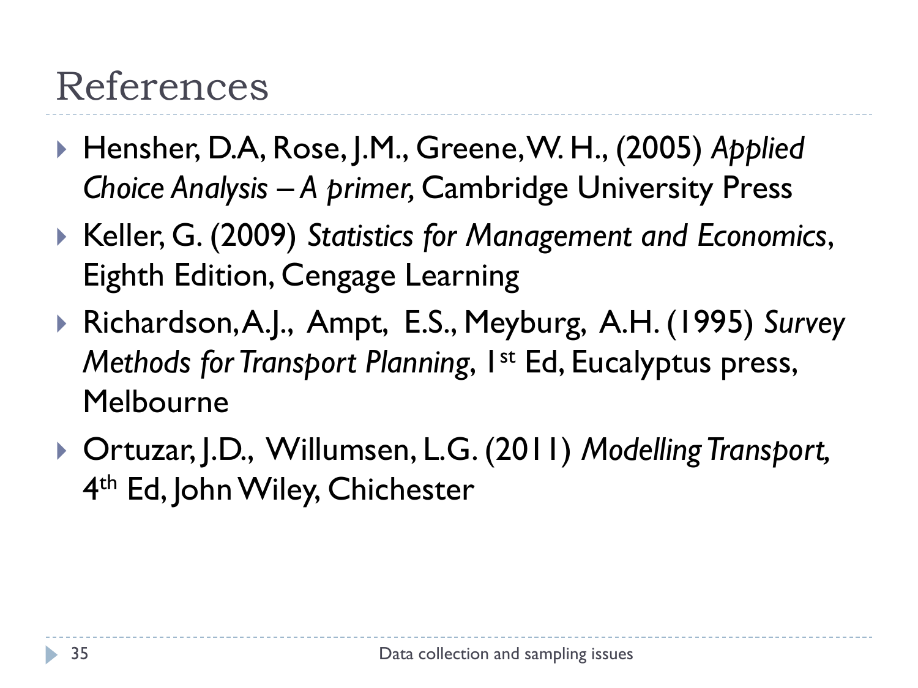# References

- Hensher, D.A, Rose, J.M., Greene, W. H., (2005) *Applied Choice Analysis – A primer,* Cambridge University Press
- Keller, G. (2009) *Statistics for Management and Economics*, Eighth Edition, Cengage Learning
- Richardson, A.J., Ampt, E.S., Meyburg, A.H. (1995) *Survey Methods for Transport Planning*, 1st Ed, Eucalyptus press, Melbourne
- Ortuzar, J.D., Willumsen, L.G. (2011) *Modelling Transport,* 4th Ed, John Wiley, Chichester